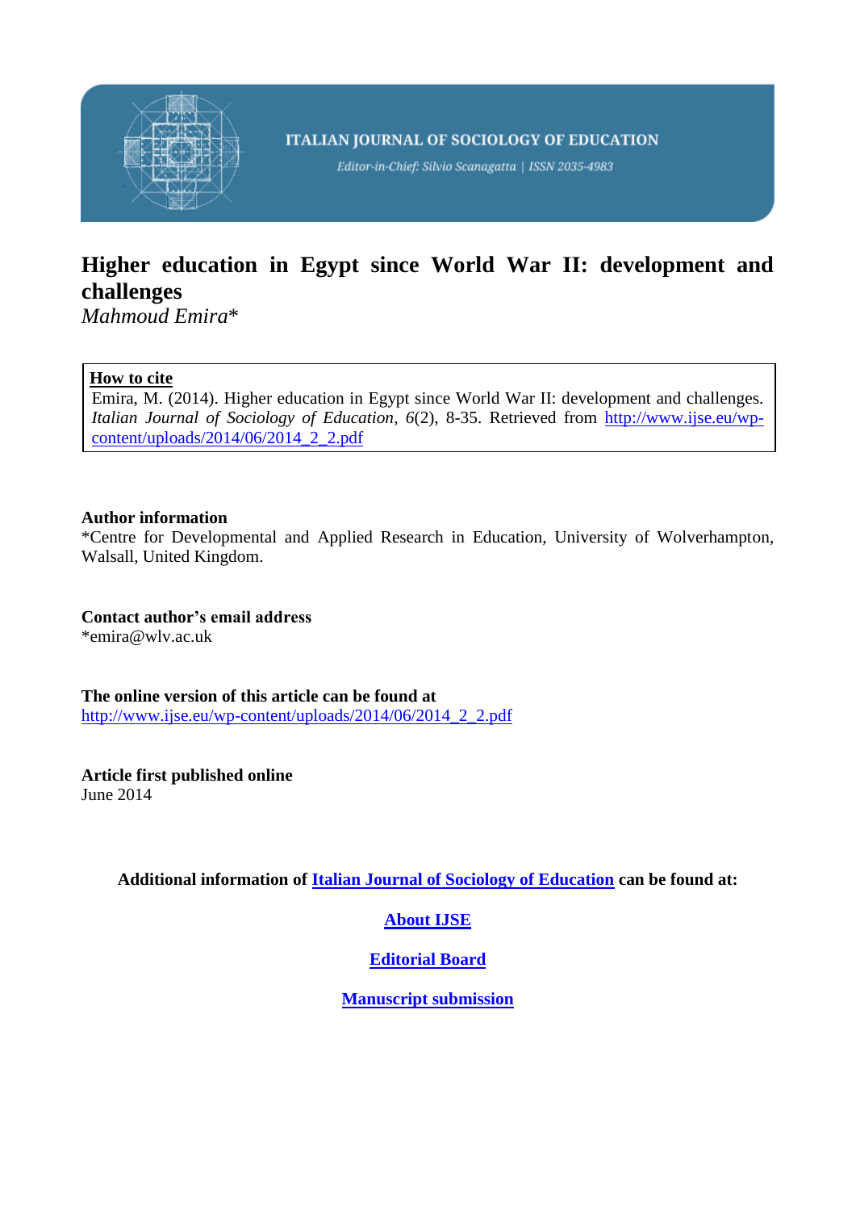ITALIAN JOURNAL OF SOCIOLOGY OF EDUCATION

*Editor-in-Chief: Silvio Scanagatta | ISSN 2035-4983*

# Higher education in Egypt since World War II: development and challenges

*Mahmoud Emira**

**How to cite**

Emira, M. (2014). Higher education in Egypt since World War II: development and challenges. *Italian Journal of Sociology of Education*, *6*(2), 8-35. Retrieved from http://www.ijse.eu/wp-content/uploads/2014/06/2014_2_2.pdf

**Author information**

*Centre for Developmental and Applied Research in Education, University of Wolverhampton, Walsall, United Kingdom.

**Contact author's email address**

*emira@wlv.ac.uk

**The online version of this article can be found at**

http://www.ijse.eu/wp-content/uploads/2014/06/2014_2_2.pdf

**Article first published online**

June 2014

**Additional information of Italian Journal of Sociology of Education can be found at:**

**About IJSE**

**Editorial Board**

**Manuscript submission**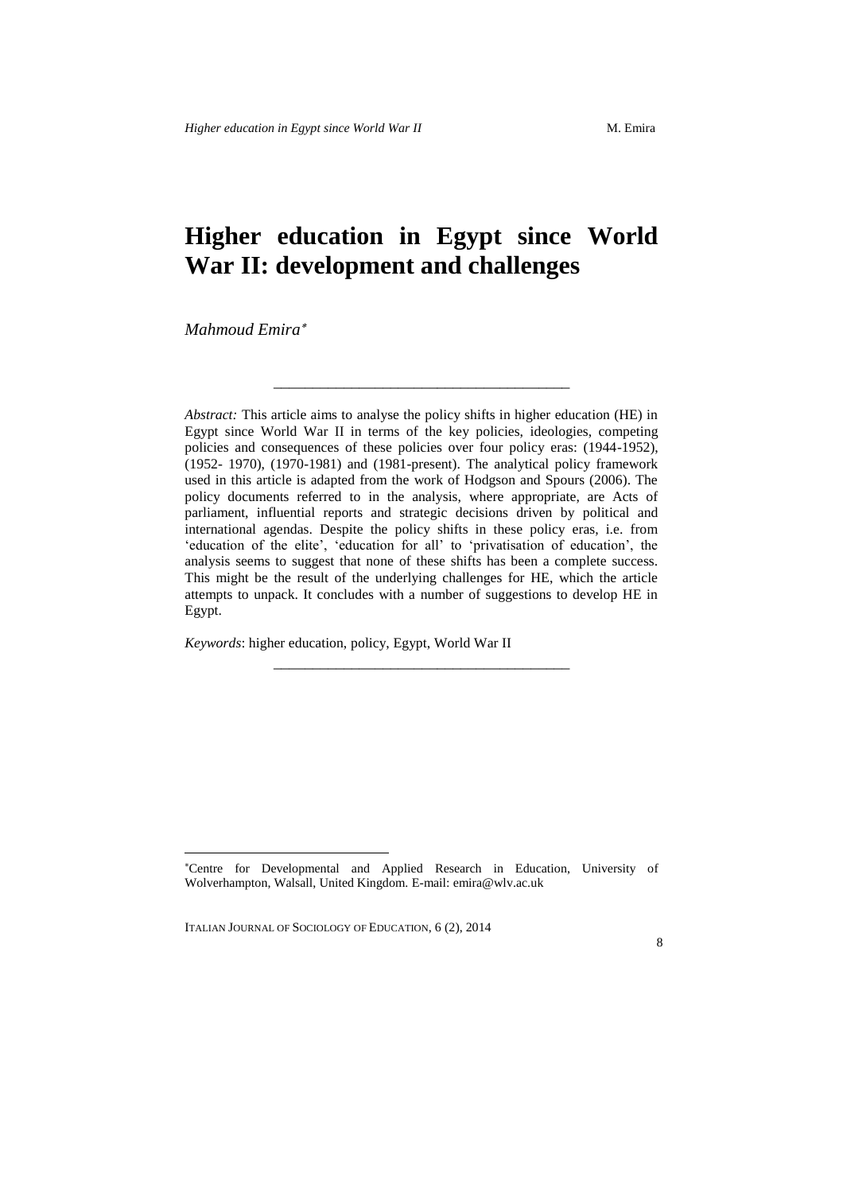# Higher education in Egypt since World War II: development and challenges

*Mahmoud Emira*[*]

---

*Abstract:* This article aims to analyse the policy shifts in higher education (HE) in Egypt since World War II in terms of the key policies, ideologies, competing policies and consequences of these policies over four policy eras: (1944-1952), (1952- 1970), (1970-1981) and (1981-present). The analytical policy framework used in this article is adapted from the work of Hodgson and Spours (2006). The policy documents referred to in the analysis, where appropriate, are Acts of parliament, influential reports and strategic decisions driven by political and international agendas. Despite the policy shifts in these policy eras, i.e. from 'education of the elite', 'education for all' to 'privatisation of education', the analysis seems to suggest that none of these shifts has been a complete success. This might be the result of the underlying challenges for HE, which the article attempts to unpack. It concludes with a number of suggestions to develop HE in Egypt.

*Keywords*: higher education, policy, Egypt, World War II

---

[*] Centre for Developmental and Applied Research in Education, University of Wolverhampton, Walsall, United Kingdom. E-mail: emira@wlv.ac.uk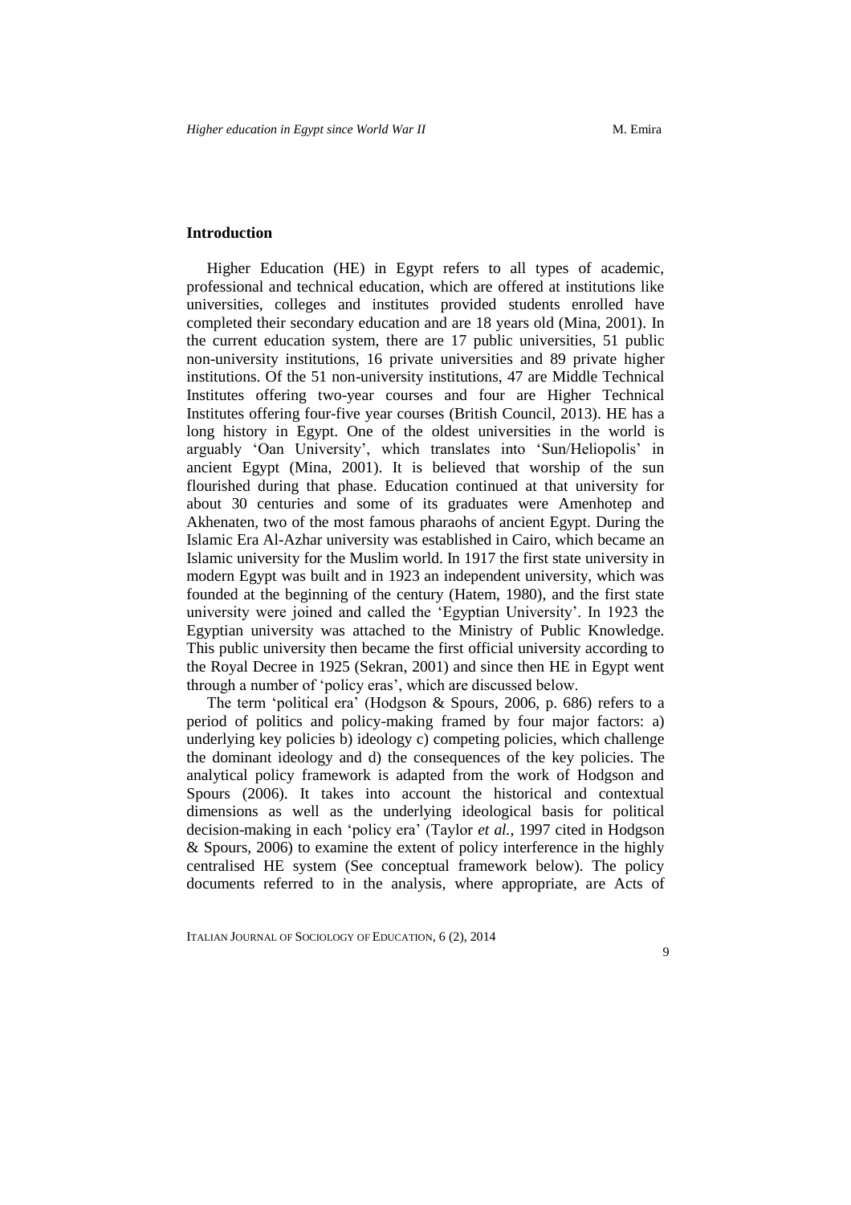## Introduction

Higher Education (HE) in Egypt refers to all types of academic, professional and technical education, which are offered at institutions like universities, colleges and institutes provided students enrolled have completed their secondary education and are 18 years old (Mina, 2001). In the current education system, there are 17 public universities, 51 public non-university institutions, 16 private universities and 89 private higher institutions. Of the 51 non-university institutions, 47 are Middle Technical Institutes offering two-year courses and four are Higher Technical Institutes offering four-five year courses (British Council, 2013). HE has a long history in Egypt. One of the oldest universities in the world is arguably 'Oan University', which translates into 'Sun/Heliopolis' in ancient Egypt (Mina, 2001). It is believed that worship of the sun flourished during that phase. Education continued at that university for about 30 centuries and some of its graduates were Amenhotep and Akhenaten, two of the most famous pharaohs of ancient Egypt. During the Islamic Era Al-Azhar university was established in Cairo, which became an Islamic university for the Muslim world. In 1917 the first state university in modern Egypt was built and in 1923 an independent university, which was founded at the beginning of the century (Hatem, 1980), and the first state university were joined and called the 'Egyptian University'. In 1923 the Egyptian university was attached to the Ministry of Public Knowledge. This public university then became the first official university according to the Royal Decree in 1925 (Sekran, 2001) and since then HE in Egypt went through a number of 'policy eras', which are discussed below.

The term 'political era' (Hodgson & Spours, 2006, p. 686) refers to a period of politics and policy-making framed by four major factors: a) underlying key policies b) ideology c) competing policies, which challenge the dominant ideology and d) the consequences of the key policies. The analytical policy framework is adapted from the work of Hodgson and Spours (2006). It takes into account the historical and contextual dimensions as well as the underlying ideological basis for political decision-making in each 'policy era' (Taylor *et al.*, 1997 cited in Hodgson & Spours, 2006) to examine the extent of policy interference in the highly centralised HE system (See conceptual framework below). The policy documents referred to in the analysis, where appropriate, are Acts of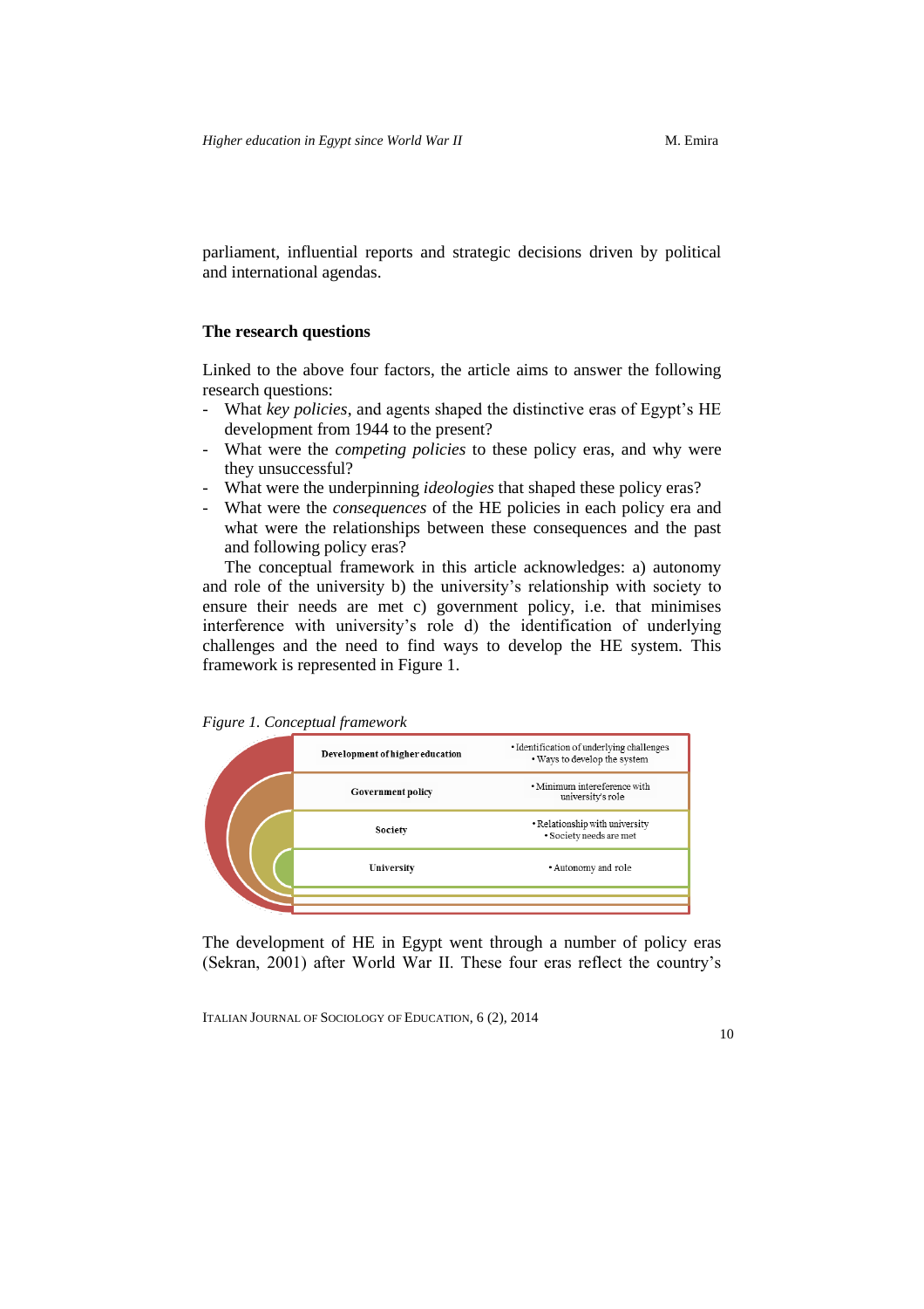parliament, influential reports and strategic decisions driven by political and international agendas.

### The research questions

Linked to the above four factors, the article aims to answer the following research questions:

- What *key policies*, and agents shaped the distinctive eras of Egypt's HE development from 1944 to the present?
- What were the *competing policies* to these policy eras, and why were they unsuccessful?
- What were the underpinning *ideologies* that shaped these policy eras?
- What were the *consequences* of the HE policies in each policy era and what were the relationships between these consequences and the past and following policy eras?

The conceptual framework in this article acknowledges: a) autonomy and role of the university b) the university's relationship with society to ensure their needs are met c) government policy, i.e. that minimises interference with university's role d) the identification of underlying challenges and the need to find ways to develop the HE system. This framework is represented in Figure 1.

*Figure 1. Conceptual framework*

| | |
|---|---|
| **Development of higher education** | • Identification of underlying challenges<br>• Ways to develop the system |
| **Government policy** | • Minimum intereference with university's role |
| **Society** | • Relationship with university<br>• Society needs are met |
| **University** | • Autonomy and role |

The development of HE in Egypt went through a number of policy eras (Sekran, 2001) after World War II. These four eras reflect the country's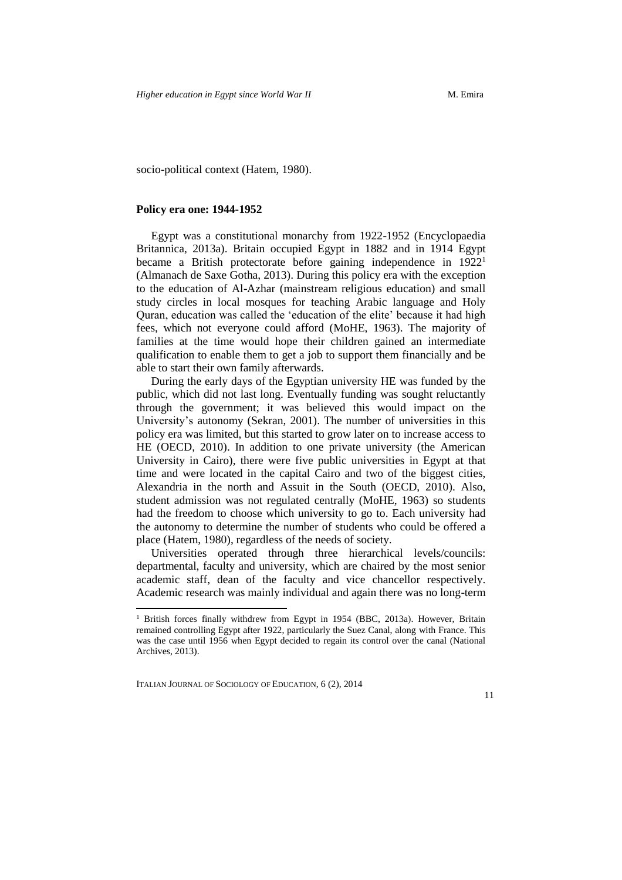socio-political context (Hatem, 1980).

### Policy era one: 1944-1952

Egypt was a constitutional monarchy from 1922-1952 (Encyclopaedia Britannica, 2013a). Britain occupied Egypt in 1882 and in 1914 Egypt became a British protectorate before gaining independence in 1922[1] (Almanach de Saxe Gotha, 2013). During this policy era with the exception to the education of Al-Azhar (mainstream religious education) and small study circles in local mosques for teaching Arabic language and Holy Quran, education was called the 'education of the elite' because it had high fees, which not everyone could afford (MoHE, 1963). The majority of families at the time would hope their children gained an intermediate qualification to enable them to get a job to support them financially and be able to start their own family afterwards.

During the early days of the Egyptian university HE was funded by the public, which did not last long. Eventually funding was sought reluctantly through the government; it was believed this would impact on the University's autonomy (Sekran, 2001). The number of universities in this policy era was limited, but this started to grow later on to increase access to HE (OECD, 2010). In addition to one private university (the American University in Cairo), there were five public universities in Egypt at that time and were located in the capital Cairo and two of the biggest cities, Alexandria in the north and Assuit in the South (OECD, 2010). Also, student admission was not regulated centrally (MoHE, 1963) so students had the freedom to choose which university to go to. Each university had the autonomy to determine the number of students who could be offered a place (Hatem, 1980), regardless of the needs of society.

Universities operated through three hierarchical levels/councils: departmental, faculty and university, which are chaired by the most senior academic staff, dean of the faculty and vice chancellor respectively. Academic research was mainly individual and again there was no long-term

---

[1] British forces finally withdrew from Egypt in 1954 (BBC, 2013a). However, Britain remained controlling Egypt after 1922, particularly the Suez Canal, along with France. This was the case until 1956 when Egypt decided to regain its control over the canal (National Archives, 2013).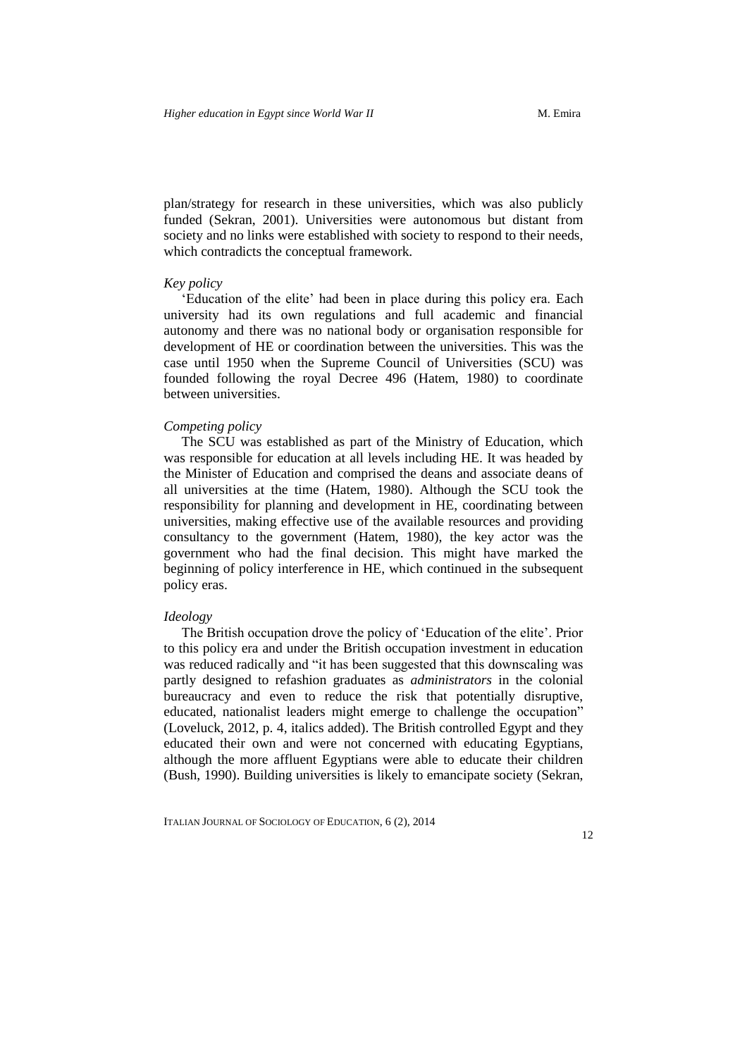plan/strategy for research in these universities, which was also publicly funded (Sekran, 2001). Universities were autonomous but distant from society and no links were established with society to respond to their needs, which contradicts the conceptual framework.

*Key policy*

'Education of the elite' had been in place during this policy era. Each university had its own regulations and full academic and financial autonomy and there was no national body or organisation responsible for development of HE or coordination between the universities. This was the case until 1950 when the Supreme Council of Universities (SCU) was founded following the royal Decree 496 (Hatem, 1980) to coordinate between universities.

*Competing policy*

The SCU was established as part of the Ministry of Education, which was responsible for education at all levels including HE. It was headed by the Minister of Education and comprised the deans and associate deans of all universities at the time (Hatem, 1980). Although the SCU took the responsibility for planning and development in HE, coordinating between universities, making effective use of the available resources and providing consultancy to the government (Hatem, 1980), the key actor was the government who had the final decision. This might have marked the beginning of policy interference in HE, which continued in the subsequent policy eras.

*Ideology*

The British occupation drove the policy of 'Education of the elite'. Prior to this policy era and under the British occupation investment in education was reduced radically and "it has been suggested that this downscaling was partly designed to refashion graduates as *administrators* in the colonial bureaucracy and even to reduce the risk that potentially disruptive, educated, nationalist leaders might emerge to challenge the occupation" (Loveluck, 2012, p. 4, italics added). The British controlled Egypt and they educated their own and were not concerned with educating Egyptians, although the more affluent Egyptians were able to educate their children (Bush, 1990). Building universities is likely to emancipate society (Sekran,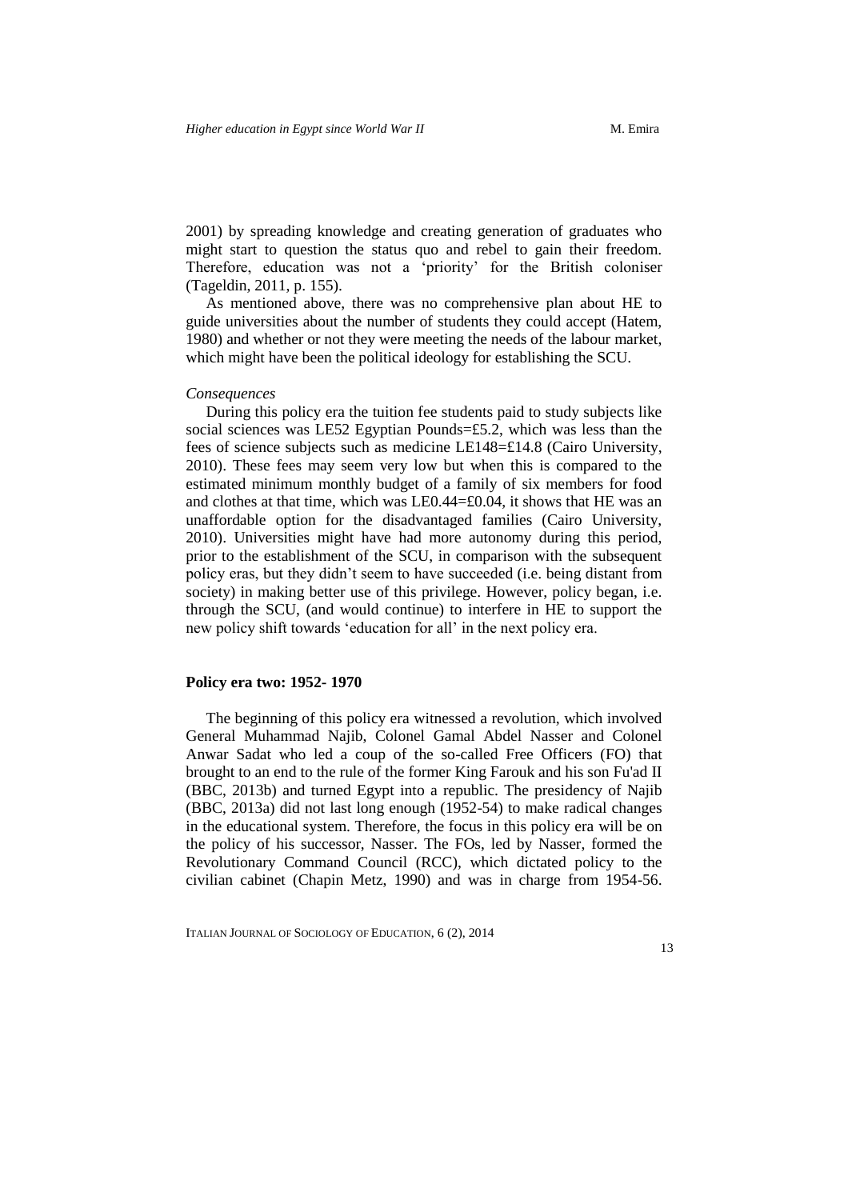2001) by spreading knowledge and creating generation of graduates who might start to question the status quo and rebel to gain their freedom. Therefore, education was not a 'priority' for the British coloniser (Tageldin, 2011, p. 155).

As mentioned above, there was no comprehensive plan about HE to guide universities about the number of students they could accept (Hatem, 1980) and whether or not they were meeting the needs of the labour market, which might have been the political ideology for establishing the SCU.

*Consequences*

During this policy era the tuition fee students paid to study subjects like social sciences was LE52 Egyptian Pounds=£5.2, which was less than the fees of science subjects such as medicine LE148=£14.8 (Cairo University, 2010). These fees may seem very low but when this is compared to the estimated minimum monthly budget of a family of six members for food and clothes at that time, which was LE0.44=£0.04, it shows that HE was an unaffordable option for the disadvantaged families (Cairo University, 2010). Universities might have had more autonomy during this period, prior to the establishment of the SCU, in comparison with the subsequent policy eras, but they didn't seem to have succeeded (i.e. being distant from society) in making better use of this privilege. However, policy began, i.e. through the SCU, (and would continue) to interfere in HE to support the new policy shift towards 'education for all' in the next policy era.

### Policy era two: 1952- 1970

The beginning of this policy era witnessed a revolution, which involved General Muhammad Najib, Colonel Gamal Abdel Nasser and Colonel Anwar Sadat who led a coup of the so-called Free Officers (FO) that brought to an end to the rule of the former King Farouk and his son Fu'ad II (BBC, 2013b) and turned Egypt into a republic. The presidency of Najib (BBC, 2013a) did not last long enough (1952-54) to make radical changes in the educational system. Therefore, the focus in this policy era will be on the policy of his successor, Nasser. The FOs, led by Nasser, formed the Revolutionary Command Council (RCC), which dictated policy to the civilian cabinet (Chapin Metz, 1990) and was in charge from 1954-56.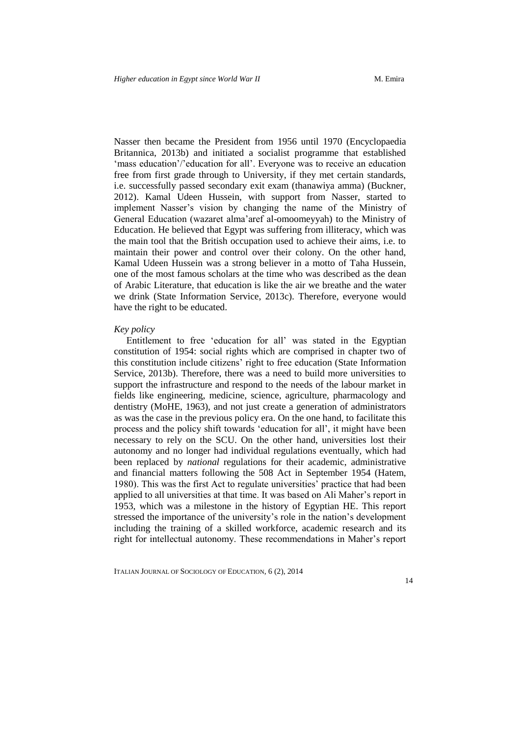Nasser then became the President from 1956 until 1970 (Encyclopaedia Britannica, 2013b) and initiated a socialist programme that established 'mass education'/'education for all'. Everyone was to receive an education free from first grade through to University, if they met certain standards, i.e. successfully passed secondary exit exam (thanawiya amma) (Buckner, 2012). Kamal Udeen Hussein, with support from Nasser, started to implement Nasser's vision by changing the name of the Ministry of General Education (wazaret alma'aref al-omoomeyyah) to the Ministry of Education. He believed that Egypt was suffering from illiteracy, which was the main tool that the British occupation used to achieve their aims, i.e. to maintain their power and control over their colony. On the other hand, Kamal Udeen Hussein was a strong believer in a motto of Taha Hussein, one of the most famous scholars at the time who was described as the dean of Arabic Literature, that education is like the air we breathe and the water we drink (State Information Service, 2013c). Therefore, everyone would have the right to be educated.

*Key policy*

Entitlement to free 'education for all' was stated in the Egyptian constitution of 1954: social rights which are comprised in chapter two of this constitution include citizens' right to free education (State Information Service, 2013b). Therefore, there was a need to build more universities to support the infrastructure and respond to the needs of the labour market in fields like engineering, medicine, science, agriculture, pharmacology and dentistry (MoHE, 1963), and not just create a generation of administrators as was the case in the previous policy era. On the one hand, to facilitate this process and the policy shift towards 'education for all', it might have been necessary to rely on the SCU. On the other hand, universities lost their autonomy and no longer had individual regulations eventually, which had been replaced by *national* regulations for their academic, administrative and financial matters following the 508 Act in September 1954 (Hatem, 1980). This was the first Act to regulate universities' practice that had been applied to all universities at that time. It was based on Ali Maher's report in 1953, which was a milestone in the history of Egyptian HE. This report stressed the importance of the university's role in the nation's development including the training of a skilled workforce, academic research and its right for intellectual autonomy. These recommendations in Maher's report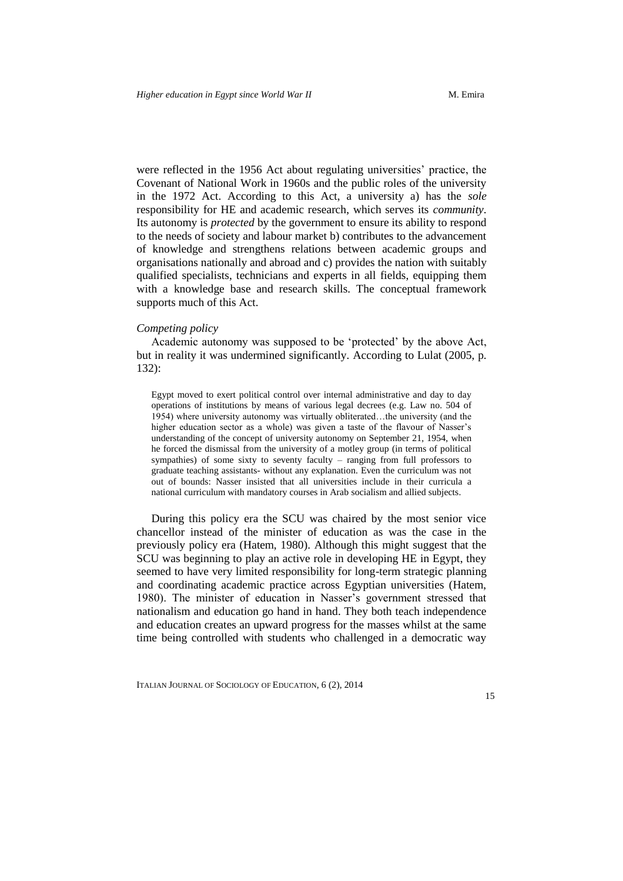were reflected in the 1956 Act about regulating universities' practice, the Covenant of National Work in 1960s and the public roles of the university in the 1972 Act. According to this Act, a university a) has the *sole* responsibility for HE and academic research, which serves its *community*. Its autonomy is *protected* by the government to ensure its ability to respond to the needs of society and labour market b) contributes to the advancement of knowledge and strengthens relations between academic groups and organisations nationally and abroad and c) provides the nation with suitably qualified specialists, technicians and experts in all fields, equipping them with a knowledge base and research skills. The conceptual framework supports much of this Act.

*Competing policy*

Academic autonomy was supposed to be 'protected' by the above Act, but in reality it was undermined significantly. According to Lulat (2005, p. 132):

> Egypt moved to exert political control over internal administrative and day to day operations of institutions by means of various legal decrees (e.g. Law no. 504 of 1954) where university autonomy was virtually obliterated…the university (and the higher education sector as a whole) was given a taste of the flavour of Nasser's understanding of the concept of university autonomy on September 21, 1954, when he forced the dismissal from the university of a motley group (in terms of political sympathies) of some sixty to seventy faculty – ranging from full professors to graduate teaching assistants- without any explanation. Even the curriculum was not out of bounds: Nasser insisted that all universities include in their curricula a national curriculum with mandatory courses in Arab socialism and allied subjects.

During this policy era the SCU was chaired by the most senior vice chancellor instead of the minister of education as was the case in the previously policy era (Hatem, 1980). Although this might suggest that the SCU was beginning to play an active role in developing HE in Egypt, they seemed to have very limited responsibility for long-term strategic planning and coordinating academic practice across Egyptian universities (Hatem, 1980). The minister of education in Nasser's government stressed that nationalism and education go hand in hand. They both teach independence and education creates an upward progress for the masses whilst at the same time being controlled with students who challenged in a democratic way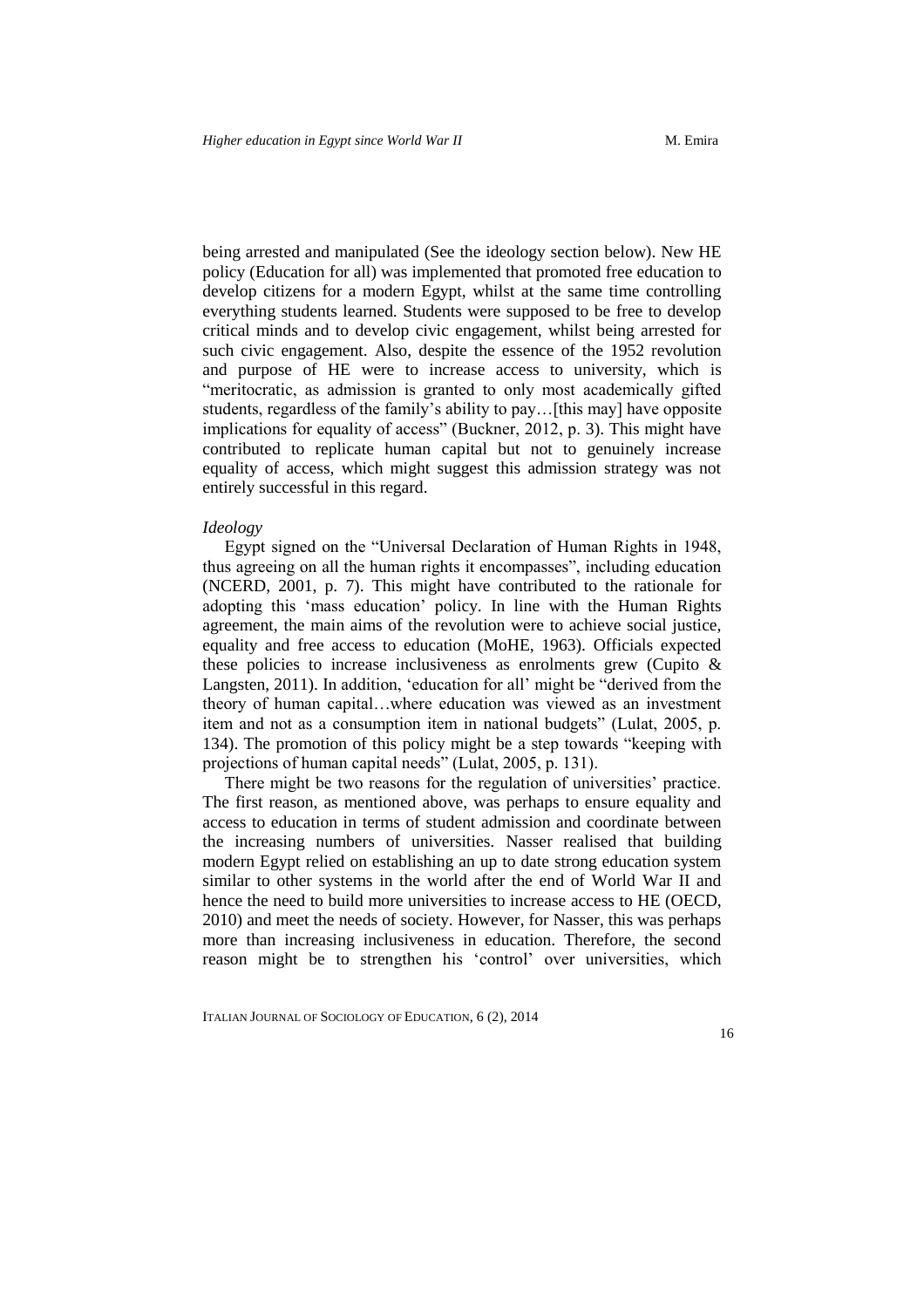being arrested and manipulated (See the ideology section below). New HE policy (Education for all) was implemented that promoted free education to develop citizens for a modern Egypt, whilst at the same time controlling everything students learned. Students were supposed to be free to develop critical minds and to develop civic engagement, whilst being arrested for such civic engagement. Also, despite the essence of the 1952 revolution and purpose of HE were to increase access to university, which is "meritocratic, as admission is granted to only most academically gifted students, regardless of the family's ability to pay…[this may] have opposite implications for equality of access" (Buckner, 2012, p. 3). This might have contributed to replicate human capital but not to genuinely increase equality of access, which might suggest this admission strategy was not entirely successful in this regard.

*Ideology*

Egypt signed on the "Universal Declaration of Human Rights in 1948, thus agreeing on all the human rights it encompasses", including education (NCERD, 2001, p. 7). This might have contributed to the rationale for adopting this 'mass education' policy. In line with the Human Rights agreement, the main aims of the revolution were to achieve social justice, equality and free access to education (MoHE, 1963). Officials expected these policies to increase inclusiveness as enrolments grew (Cupito & Langsten, 2011). In addition, 'education for all' might be "derived from the theory of human capital…where education was viewed as an investment item and not as a consumption item in national budgets" (Lulat, 2005, p. 134). The promotion of this policy might be a step towards "keeping with projections of human capital needs" (Lulat, 2005, p. 131).

There might be two reasons for the regulation of universities' practice. The first reason, as mentioned above, was perhaps to ensure equality and access to education in terms of student admission and coordinate between the increasing numbers of universities. Nasser realised that building modern Egypt relied on establishing an up to date strong education system similar to other systems in the world after the end of World War II and hence the need to build more universities to increase access to HE (OECD, 2010) and meet the needs of society. However, for Nasser, this was perhaps more than increasing inclusiveness in education. Therefore, the second reason might be to strengthen his 'control' over universities, which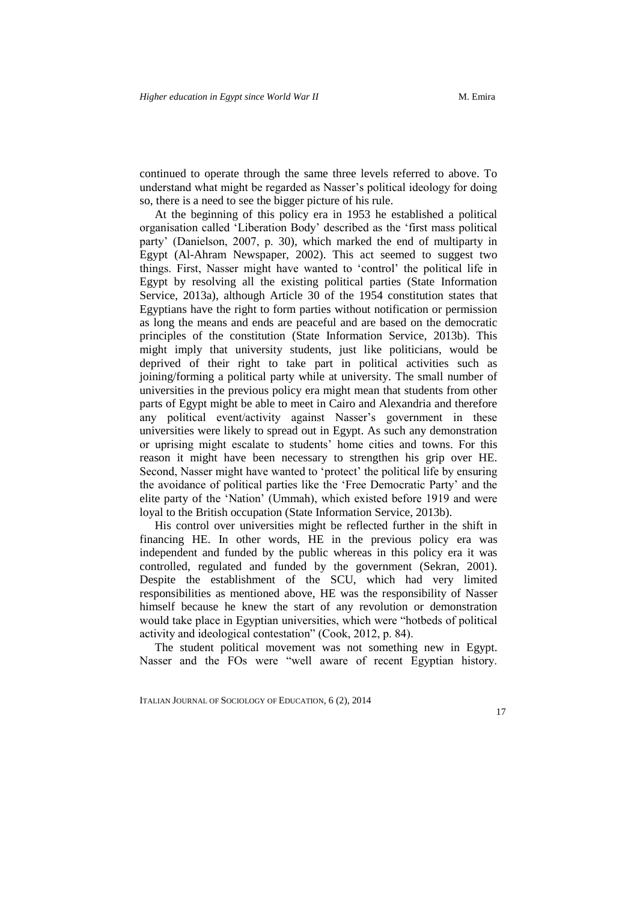continued to operate through the same three levels referred to above. To understand what might be regarded as Nasser's political ideology for doing so, there is a need to see the bigger picture of his rule.

At the beginning of this policy era in 1953 he established a political organisation called 'Liberation Body' described as the 'first mass political party' (Danielson, 2007, p. 30), which marked the end of multiparty in Egypt (Al-Ahram Newspaper, 2002). This act seemed to suggest two things. First, Nasser might have wanted to 'control' the political life in Egypt by resolving all the existing political parties (State Information Service, 2013a), although Article 30 of the 1954 constitution states that Egyptians have the right to form parties without notification or permission as long the means and ends are peaceful and are based on the democratic principles of the constitution (State Information Service, 2013b). This might imply that university students, just like politicians, would be deprived of their right to take part in political activities such as joining/forming a political party while at university. The small number of universities in the previous policy era might mean that students from other parts of Egypt might be able to meet in Cairo and Alexandria and therefore any political event/activity against Nasser's government in these universities were likely to spread out in Egypt. As such any demonstration or uprising might escalate to students' home cities and towns. For this reason it might have been necessary to strengthen his grip over HE. Second, Nasser might have wanted to 'protect' the political life by ensuring the avoidance of political parties like the 'Free Democratic Party' and the elite party of the 'Nation' (Ummah), which existed before 1919 and were loyal to the British occupation (State Information Service, 2013b).

His control over universities might be reflected further in the shift in financing HE. In other words, HE in the previous policy era was independent and funded by the public whereas in this policy era it was controlled, regulated and funded by the government (Sekran, 2001). Despite the establishment of the SCU, which had very limited responsibilities as mentioned above, HE was the responsibility of Nasser himself because he knew the start of any revolution or demonstration would take place in Egyptian universities, which were "hotbeds of political activity and ideological contestation" (Cook, 2012, p. 84).

The student political movement was not something new in Egypt. Nasser and the FOs were "well aware of recent Egyptian history.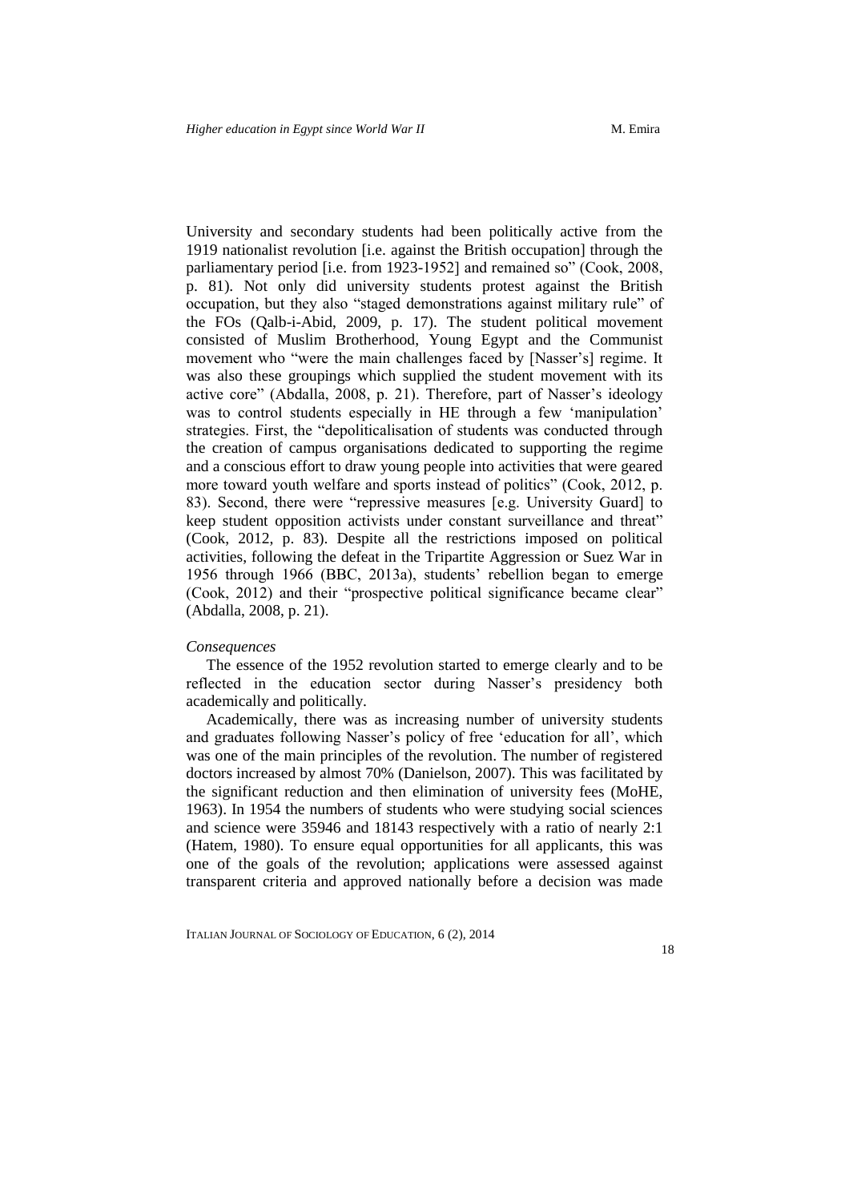University and secondary students had been politically active from the 1919 nationalist revolution [i.e. against the British occupation] through the parliamentary period [i.e. from 1923-1952] and remained so" (Cook, 2008, p. 81). Not only did university students protest against the British occupation, but they also "staged demonstrations against military rule" of the FOs (Qalb-i-Abid, 2009, p. 17). The student political movement consisted of Muslim Brotherhood, Young Egypt and the Communist movement who "were the main challenges faced by [Nasser's] regime. It was also these groupings which supplied the student movement with its active core" (Abdalla, 2008, p. 21). Therefore, part of Nasser's ideology was to control students especially in HE through a few 'manipulation' strategies. First, the "depoliticalisation of students was conducted through the creation of campus organisations dedicated to supporting the regime and a conscious effort to draw young people into activities that were geared more toward youth welfare and sports instead of politics" (Cook, 2012, p. 83). Second, there were "repressive measures [e.g. University Guard] to keep student opposition activists under constant surveillance and threat" (Cook, 2012, p. 83). Despite all the restrictions imposed on political activities, following the defeat in the Tripartite Aggression or Suez War in 1956 through 1966 (BBC, 2013a), students' rebellion began to emerge (Cook, 2012) and their "prospective political significance became clear" (Abdalla, 2008, p. 21).

*Consequences*

The essence of the 1952 revolution started to emerge clearly and to be reflected in the education sector during Nasser's presidency both academically and politically.

Academically, there was as increasing number of university students and graduates following Nasser's policy of free 'education for all', which was one of the main principles of the revolution. The number of registered doctors increased by almost 70% (Danielson, 2007). This was facilitated by the significant reduction and then elimination of university fees (MoHE, 1963). In 1954 the numbers of students who were studying social sciences and science were 35946 and 18143 respectively with a ratio of nearly 2:1 (Hatem, 1980). To ensure equal opportunities for all applicants, this was one of the goals of the revolution; applications were assessed against transparent criteria and approved nationally before a decision was made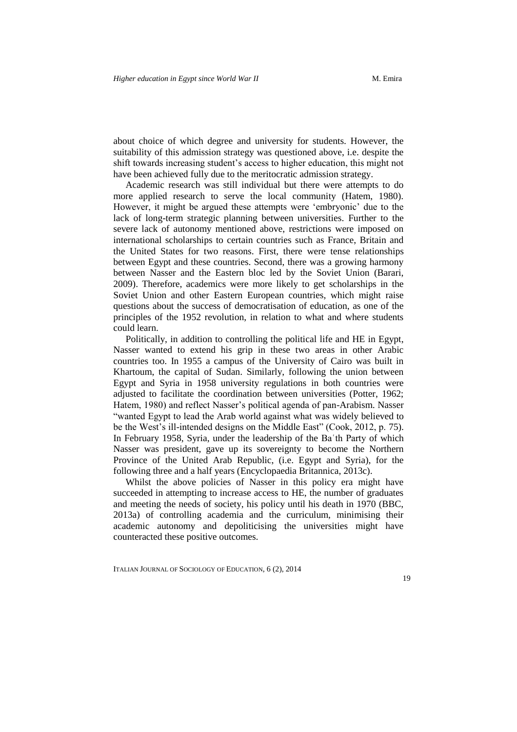about choice of which degree and university for students. However, the suitability of this admission strategy was questioned above, i.e. despite the shift towards increasing student's access to higher education, this might not have been achieved fully due to the meritocratic admission strategy.

Academic research was still individual but there were attempts to do more applied research to serve the local community (Hatem, 1980). However, it might be argued these attempts were 'embryonic' due to the lack of long-term strategic planning between universities. Further to the severe lack of autonomy mentioned above, restrictions were imposed on international scholarships to certain countries such as France, Britain and the United States for two reasons. First, there were tense relationships between Egypt and these countries. Second, there was a growing harmony between Nasser and the Eastern bloc led by the Soviet Union (Barari, 2009). Therefore, academics were more likely to get scholarships in the Soviet Union and other Eastern European countries, which might raise questions about the success of democratisation of education, as one of the principles of the 1952 revolution, in relation to what and where students could learn.

Politically, in addition to controlling the political life and HE in Egypt, Nasser wanted to extend his grip in these two areas in other Arabic countries too. In 1955 a campus of the University of Cairo was built in Khartoum, the capital of Sudan. Similarly, following the union between Egypt and Syria in 1958 university regulations in both countries were adjusted to facilitate the coordination between universities (Potter, 1962; Hatem, 1980) and reflect Nasser's political agenda of pan-Arabism. Nasser "wanted Egypt to lead the Arab world against what was widely believed to be the West's ill-intended designs on the Middle East" (Cook, 2012, p. 75). In February 1958, Syria, under the leadership of the Baʿth Party of which Nasser was president, gave up its sovereignty to become the Northern Province of the United Arab Republic, (i.e. Egypt and Syria), for the following three and a half years (Encyclopaedia Britannica, 2013c).

Whilst the above policies of Nasser in this policy era might have succeeded in attempting to increase access to HE, the number of graduates and meeting the needs of society, his policy until his death in 1970 (BBC, 2013a) of controlling academia and the curriculum, minimising their academic autonomy and depoliticising the universities might have counteracted these positive outcomes.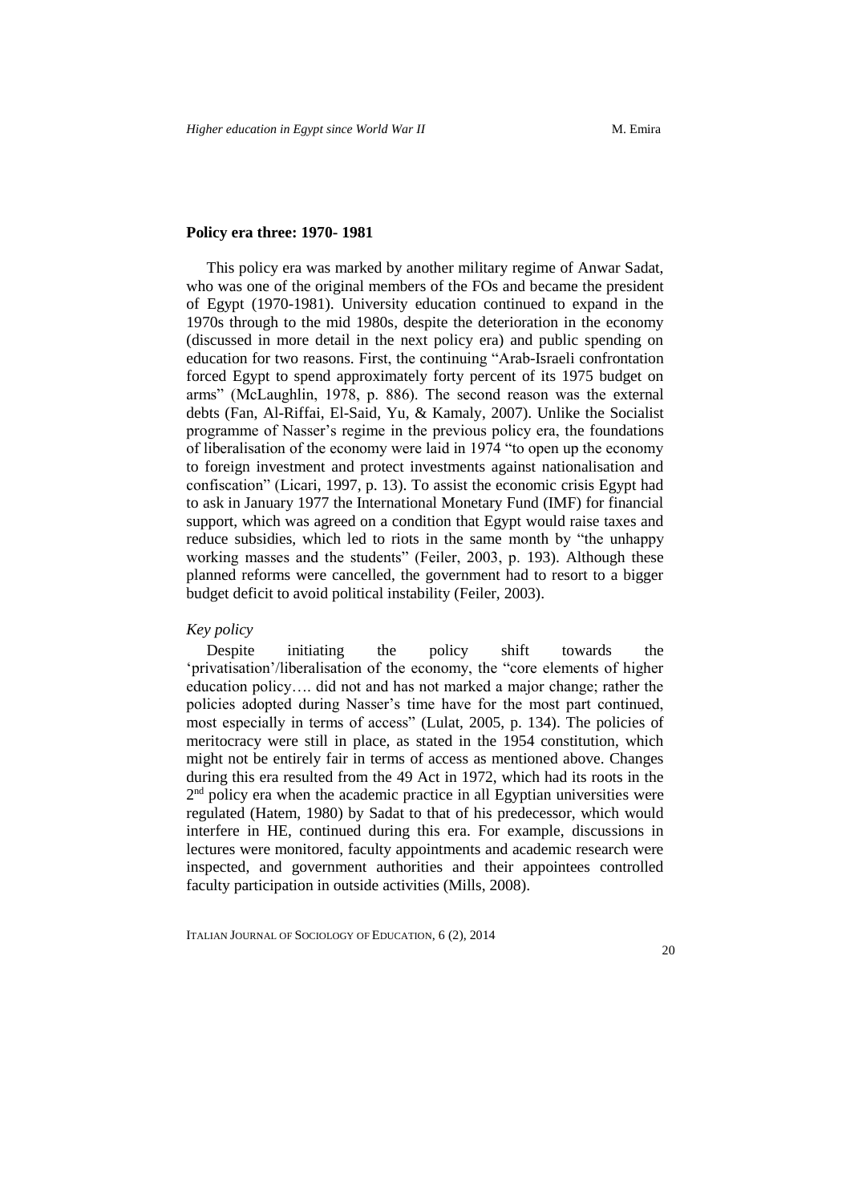### Policy era three: 1970- 1981

This policy era was marked by another military regime of Anwar Sadat, who was one of the original members of the FOs and became the president of Egypt (1970-1981). University education continued to expand in the 1970s through to the mid 1980s, despite the deterioration in the economy (discussed in more detail in the next policy era) and public spending on education for two reasons. First, the continuing "Arab-Israeli confrontation forced Egypt to spend approximately forty percent of its 1975 budget on arms" (McLaughlin, 1978, p. 886). The second reason was the external debts (Fan, Al-Riffai, El-Said, Yu, & Kamaly, 2007). Unlike the Socialist programme of Nasser's regime in the previous policy era, the foundations of liberalisation of the economy were laid in 1974 "to open up the economy to foreign investment and protect investments against nationalisation and confiscation" (Licari, 1997, p. 13). To assist the economic crisis Egypt had to ask in January 1977 the International Monetary Fund (IMF) for financial support, which was agreed on a condition that Egypt would raise taxes and reduce subsidies, which led to riots in the same month by "the unhappy working masses and the students" (Feiler, 2003, p. 193). Although these planned reforms were cancelled, the government had to resort to a bigger budget deficit to avoid political instability (Feiler, 2003).

*Key policy*

Despite initiating the policy shift towards the 'privatisation'/liberalisation of the economy, the "core elements of higher education policy…. did not and has not marked a major change; rather the policies adopted during Nasser's time have for the most part continued, most especially in terms of access" (Lulat, 2005, p. 134). The policies of meritocracy were still in place, as stated in the 1954 constitution, which might not be entirely fair in terms of access as mentioned above. Changes during this era resulted from the 49 Act in 1972, which had its roots in the 2nd policy era when the academic practice in all Egyptian universities were regulated (Hatem, 1980) by Sadat to that of his predecessor, which would interfere in HE, continued during this era. For example, discussions in lectures were monitored, faculty appointments and academic research were inspected, and government authorities and their appointees controlled faculty participation in outside activities (Mills, 2008).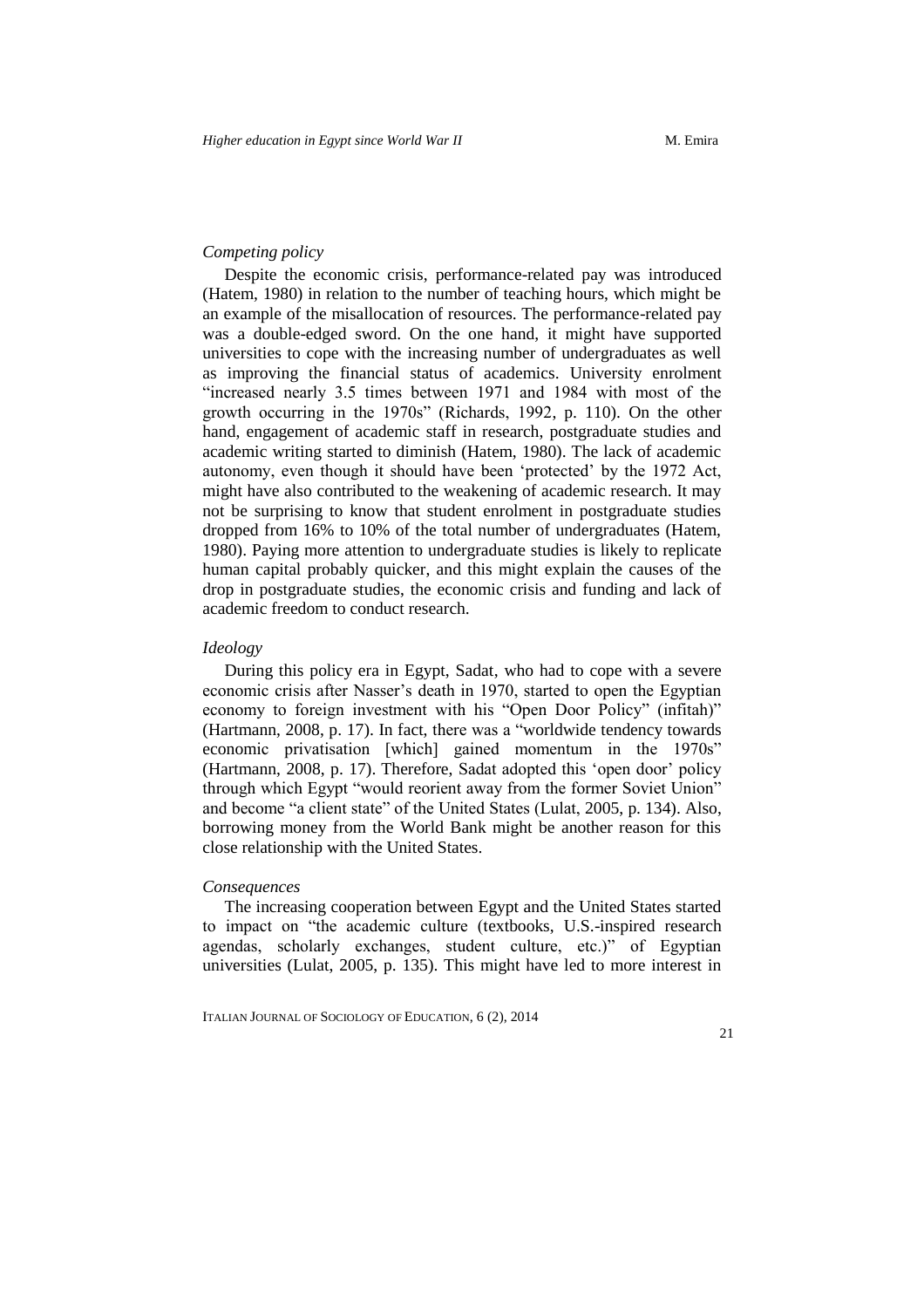*Competing policy*

Despite the economic crisis, performance-related pay was introduced (Hatem, 1980) in relation to the number of teaching hours, which might be an example of the misallocation of resources. The performance-related pay was a double-edged sword. On the one hand, it might have supported universities to cope with the increasing number of undergraduates as well as improving the financial status of academics. University enrolment "increased nearly 3.5 times between 1971 and 1984 with most of the growth occurring in the 1970s" (Richards, 1992, p. 110). On the other hand, engagement of academic staff in research, postgraduate studies and academic writing started to diminish (Hatem, 1980). The lack of academic autonomy, even though it should have been 'protected' by the 1972 Act, might have also contributed to the weakening of academic research. It may not be surprising to know that student enrolment in postgraduate studies dropped from 16% to 10% of the total number of undergraduates (Hatem, 1980). Paying more attention to undergraduate studies is likely to replicate human capital probably quicker, and this might explain the causes of the drop in postgraduate studies, the economic crisis and funding and lack of academic freedom to conduct research.

*Ideology*

During this policy era in Egypt, Sadat, who had to cope with a severe economic crisis after Nasser's death in 1970, started to open the Egyptian economy to foreign investment with his "Open Door Policy" (infitah)" (Hartmann, 2008, p. 17). In fact, there was a "worldwide tendency towards economic privatisation [which] gained momentum in the 1970s" (Hartmann, 2008, p. 17). Therefore, Sadat adopted this 'open door' policy through which Egypt "would reorient away from the former Soviet Union" and become "a client state" of the United States (Lulat, 2005, p. 134). Also, borrowing money from the World Bank might be another reason for this close relationship with the United States.

*Consequences*

The increasing cooperation between Egypt and the United States started to impact on "the academic culture (textbooks, U.S.-inspired research agendas, scholarly exchanges, student culture, etc.)" of Egyptian universities (Lulat, 2005, p. 135). This might have led to more interest in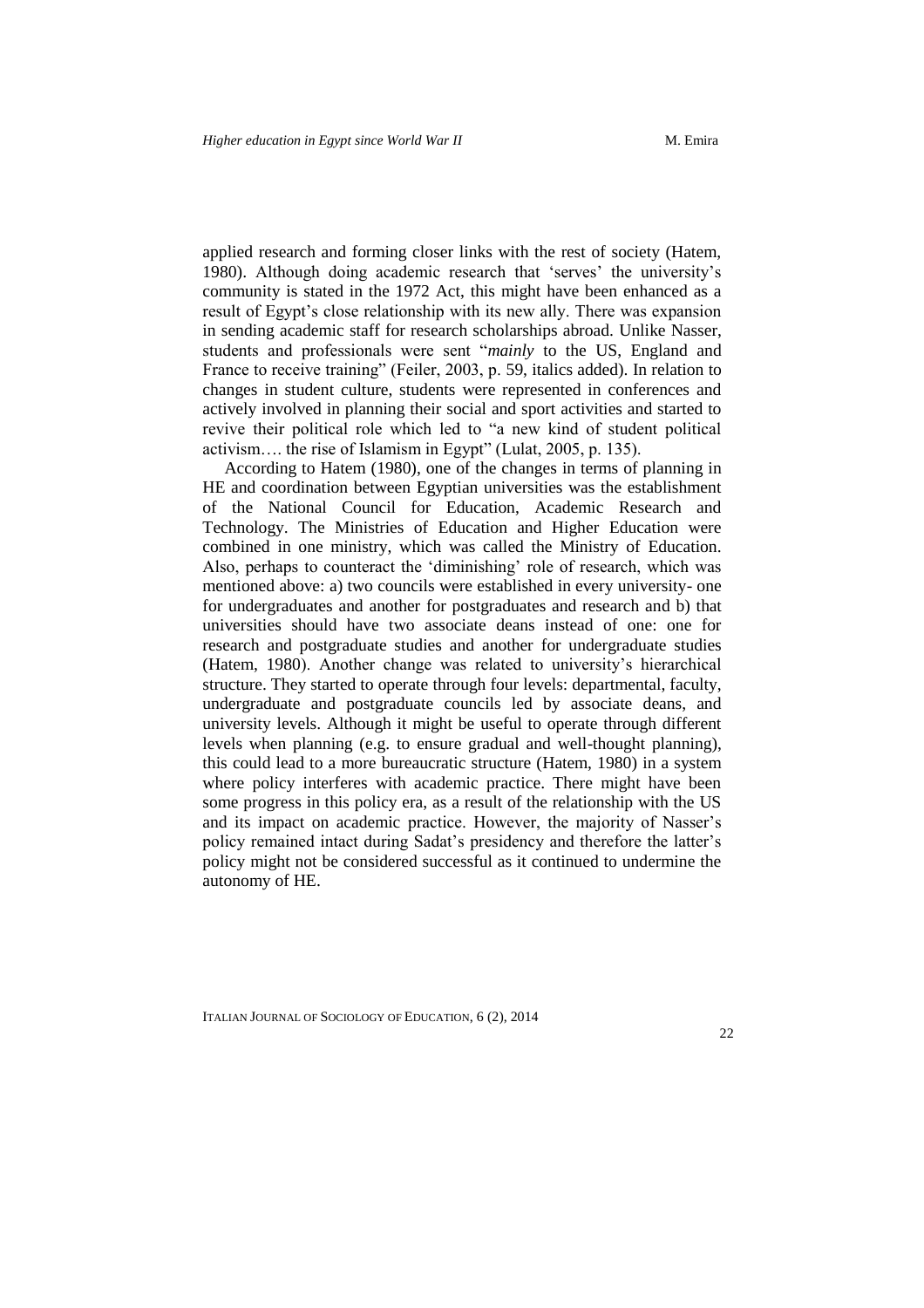applied research and forming closer links with the rest of society (Hatem, 1980). Although doing academic research that 'serves' the university's community is stated in the 1972 Act, this might have been enhanced as a result of Egypt's close relationship with its new ally. There was expansion in sending academic staff for research scholarships abroad. Unlike Nasser, students and professionals were sent "*mainly* to the US, England and France to receive training" (Feiler, 2003, p. 59, italics added). In relation to changes in student culture, students were represented in conferences and actively involved in planning their social and sport activities and started to revive their political role which led to "a new kind of student political activism…. the rise of Islamism in Egypt" (Lulat, 2005, p. 135).

According to Hatem (1980), one of the changes in terms of planning in HE and coordination between Egyptian universities was the establishment of the National Council for Education, Academic Research and Technology. The Ministries of Education and Higher Education were combined in one ministry, which was called the Ministry of Education. Also, perhaps to counteract the 'diminishing' role of research, which was mentioned above: a) two councils were established in every university- one for undergraduates and another for postgraduates and research and b) that universities should have two associate deans instead of one: one for research and postgraduate studies and another for undergraduate studies (Hatem, 1980). Another change was related to university's hierarchical structure. They started to operate through four levels: departmental, faculty, undergraduate and postgraduate councils led by associate deans, and university levels. Although it might be useful to operate through different levels when planning (e.g. to ensure gradual and well-thought planning), this could lead to a more bureaucratic structure (Hatem, 1980) in a system where policy interferes with academic practice. There might have been some progress in this policy era, as a result of the relationship with the US and its impact on academic practice. However, the majority of Nasser's policy remained intact during Sadat's presidency and therefore the latter's policy might not be considered successful as it continued to undermine the autonomy of HE.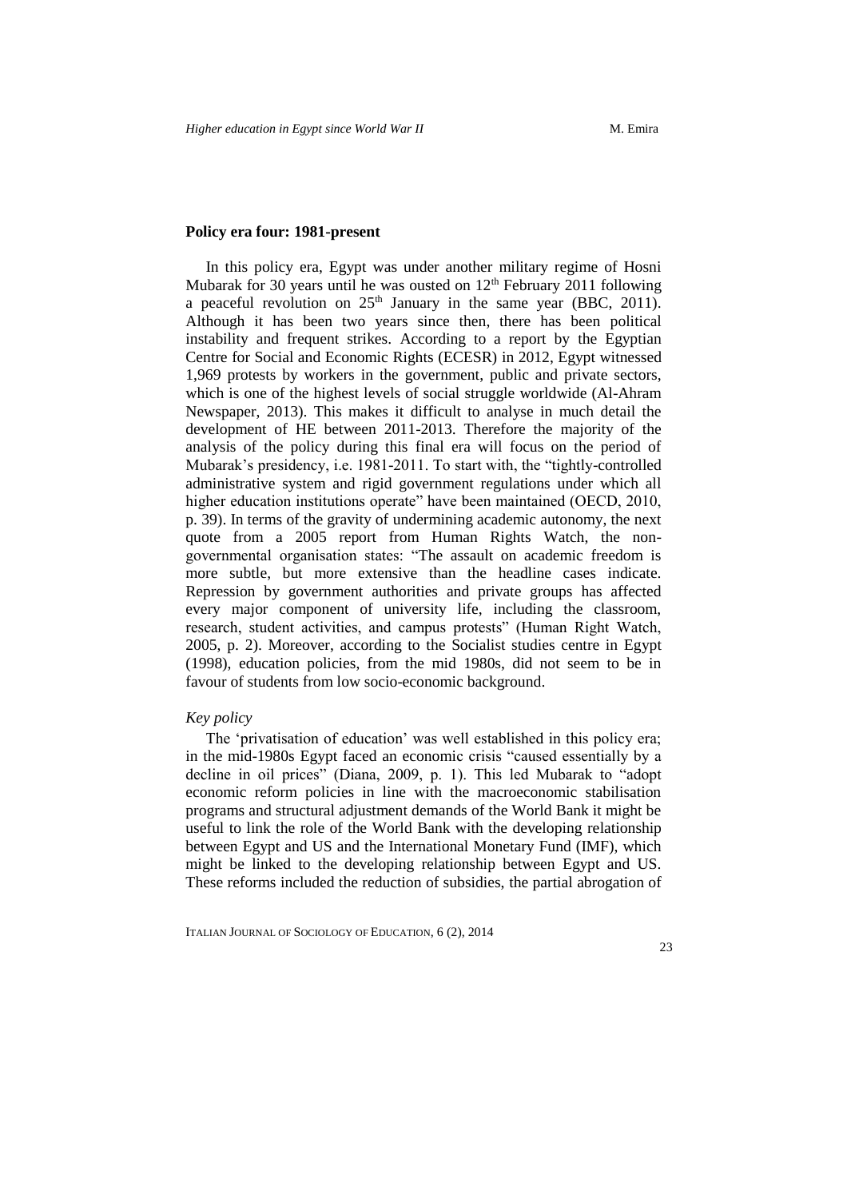**Policy era four: 1981-present**

In this policy era, Egypt was under another military regime of Hosni Mubarak for 30 years until he was ousted on 12th February 2011 following a peaceful revolution on 25th January in the same year (BBC, 2011). Although it has been two years since then, there has been political instability and frequent strikes. According to a report by the Egyptian Centre for Social and Economic Rights (ECESR) in 2012, Egypt witnessed 1,969 protests by workers in the government, public and private sectors, which is one of the highest levels of social struggle worldwide (Al-Ahram Newspaper, 2013). This makes it difficult to analyse in much detail the development of HE between 2011-2013. Therefore the majority of the analysis of the policy during this final era will focus on the period of Mubarak's presidency, i.e. 1981-2011. To start with, the "tightly-controlled administrative system and rigid government regulations under which all higher education institutions operate" have been maintained (OECD, 2010, p. 39). In terms of the gravity of undermining academic autonomy, the next quote from a 2005 report from Human Rights Watch, the non-governmental organisation states: "The assault on academic freedom is more subtle, but more extensive than the headline cases indicate. Repression by government authorities and private groups has affected every major component of university life, including the classroom, research, student activities, and campus protests" (Human Right Watch, 2005, p. 2). Moreover, according to the Socialist studies centre in Egypt (1998), education policies, from the mid 1980s, did not seem to be in favour of students from low socio-economic background.

*Key policy*

The 'privatisation of education' was well established in this policy era; in the mid-1980s Egypt faced an economic crisis "caused essentially by a decline in oil prices" (Diana, 2009, p. 1). This led Mubarak to "adopt economic reform policies in line with the macroeconomic stabilisation programs and structural adjustment demands of the World Bank it might be useful to link the role of the World Bank with the developing relationship between Egypt and US and the International Monetary Fund (IMF), which might be linked to the developing relationship between Egypt and US. These reforms included the reduction of subsidies, the partial abrogation of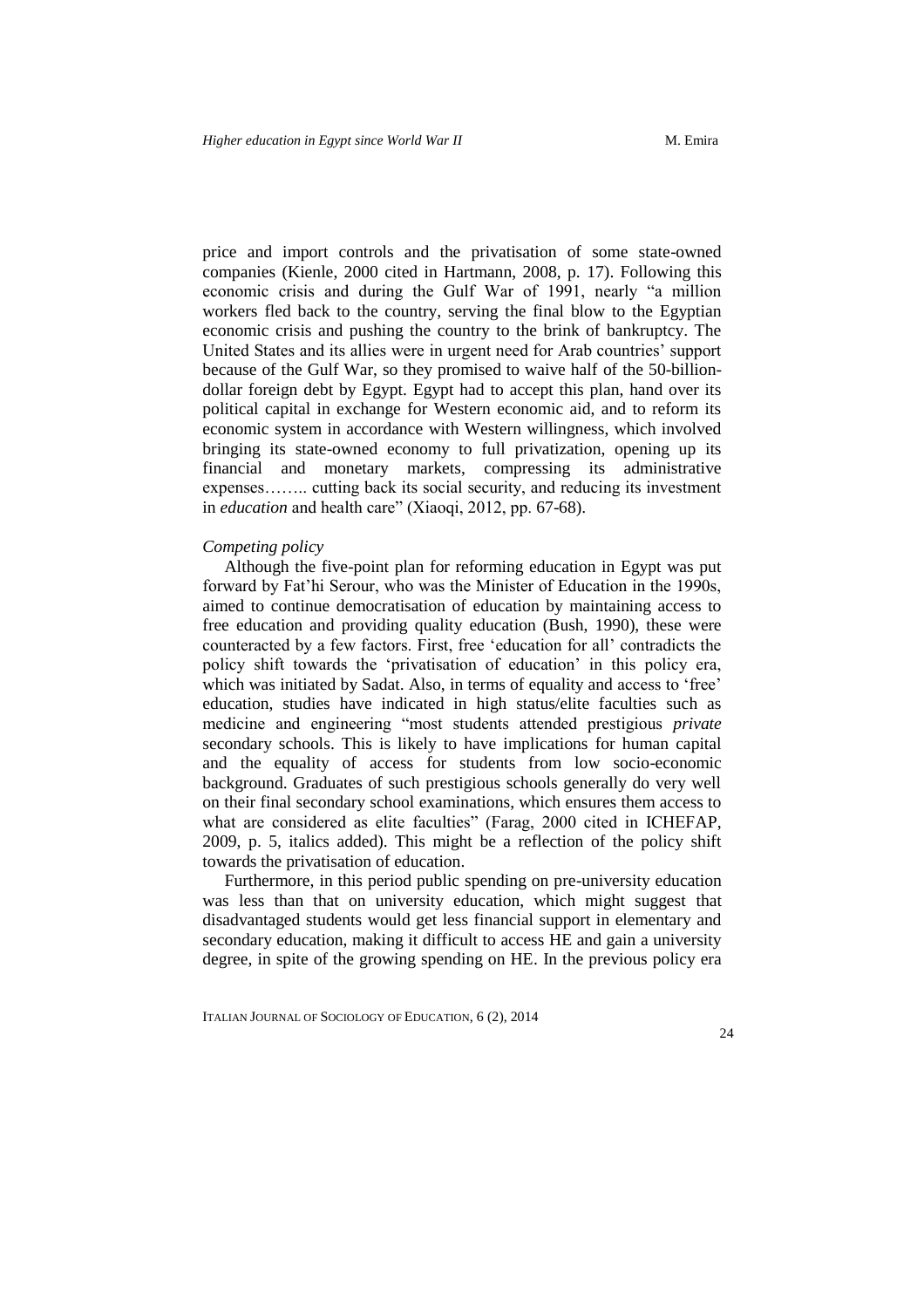price and import controls and the privatisation of some state-owned companies (Kienle, 2000 cited in Hartmann, 2008, p. 17). Following this economic crisis and during the Gulf War of 1991, nearly "a million workers fled back to the country, serving the final blow to the Egyptian economic crisis and pushing the country to the brink of bankruptcy. The United States and its allies were in urgent need for Arab countries' support because of the Gulf War, so they promised to waive half of the 50-billion-dollar foreign debt by Egypt. Egypt had to accept this plan, hand over its political capital in exchange for Western economic aid, and to reform its economic system in accordance with Western willingness, which involved bringing its state-owned economy to full privatization, opening up its financial and monetary markets, compressing its administrative expenses…….. cutting back its social security, and reducing its investment in *education* and health care" (Xiaoqi, 2012, pp. 67-68).

*Competing policy*

Although the five-point plan for reforming education in Egypt was put forward by Fat'hi Serour, who was the Minister of Education in the 1990s, aimed to continue democratisation of education by maintaining access to free education and providing quality education (Bush, 1990), these were counteracted by a few factors. First, free 'education for all' contradicts the policy shift towards the 'privatisation of education' in this policy era, which was initiated by Sadat. Also, in terms of equality and access to 'free' education, studies have indicated in high status/elite faculties such as medicine and engineering "most students attended prestigious *private* secondary schools. This is likely to have implications for human capital and the equality of access for students from low socio-economic background. Graduates of such prestigious schools generally do very well on their final secondary school examinations, which ensures them access to what are considered as elite faculties" (Farag, 2000 cited in ICHEFAP, 2009, p. 5, italics added). This might be a reflection of the policy shift towards the privatisation of education.

Furthermore, in this period public spending on pre-university education was less than that on university education, which might suggest that disadvantaged students would get less financial support in elementary and secondary education, making it difficult to access HE and gain a university degree, in spite of the growing spending on HE. In the previous policy era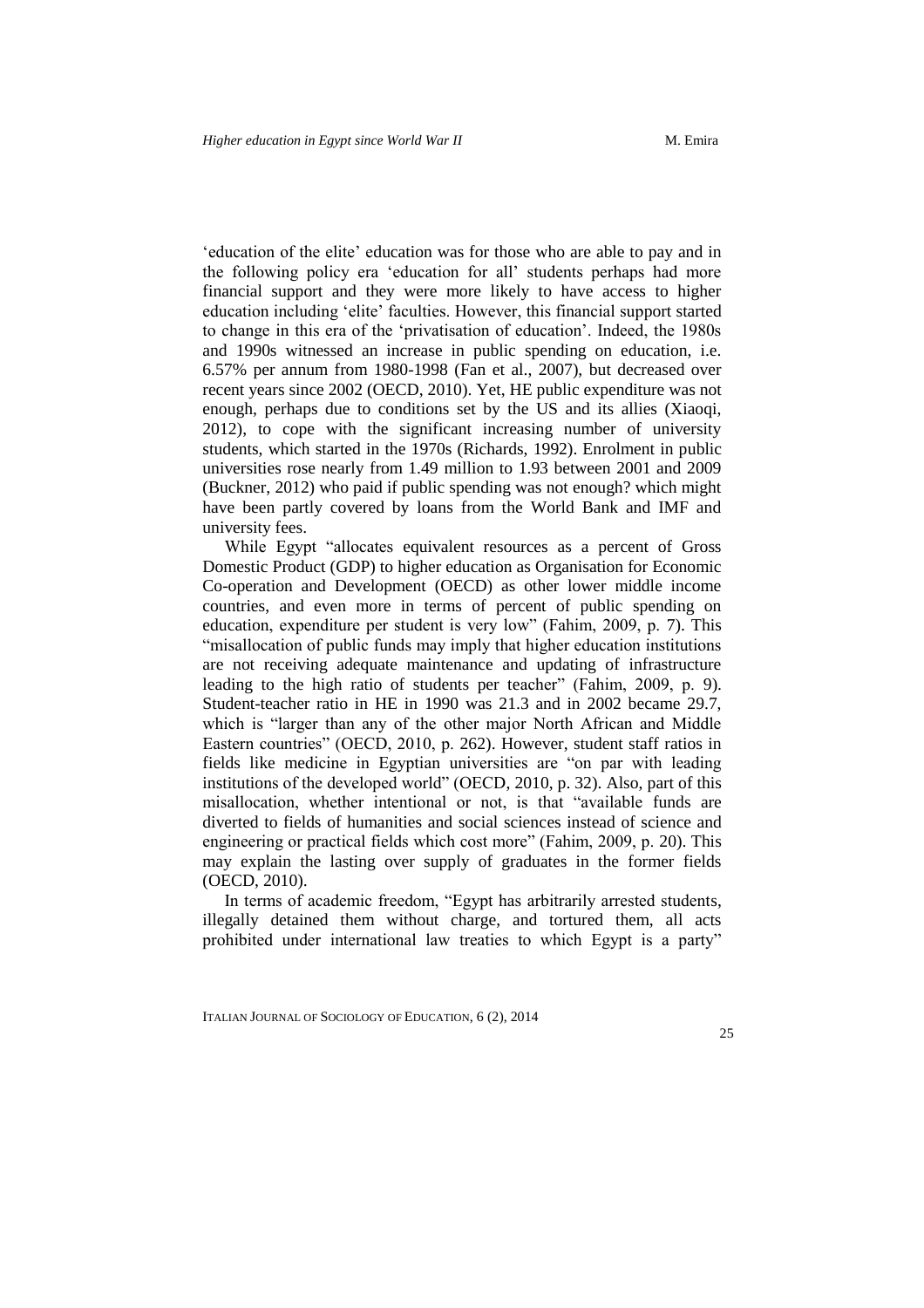'education of the elite' education was for those who are able to pay and in the following policy era 'education for all' students perhaps had more financial support and they were more likely to have access to higher education including 'elite' faculties. However, this financial support started to change in this era of the 'privatisation of education'. Indeed, the 1980s and 1990s witnessed an increase in public spending on education, i.e. 6.57% per annum from 1980-1998 (Fan et al., 2007), but decreased over recent years since 2002 (OECD, 2010). Yet, HE public expenditure was not enough, perhaps due to conditions set by the US and its allies (Xiaoqi, 2012), to cope with the significant increasing number of university students, which started in the 1970s (Richards, 1992). Enrolment in public universities rose nearly from 1.49 million to 1.93 between 2001 and 2009 (Buckner, 2012) who paid if public spending was not enough? which might have been partly covered by loans from the World Bank and IMF and university fees.

While Egypt "allocates equivalent resources as a percent of Gross Domestic Product (GDP) to higher education as Organisation for Economic Co-operation and Development (OECD) as other lower middle income countries, and even more in terms of percent of public spending on education, expenditure per student is very low" (Fahim, 2009, p. 7). This "misallocation of public funds may imply that higher education institutions are not receiving adequate maintenance and updating of infrastructure leading to the high ratio of students per teacher" (Fahim, 2009, p. 9). Student-teacher ratio in HE in 1990 was 21.3 and in 2002 became 29.7, which is "larger than any of the other major North African and Middle Eastern countries" (OECD, 2010, p. 262). However, student staff ratios in fields like medicine in Egyptian universities are "on par with leading institutions of the developed world" (OECD, 2010, p. 32). Also, part of this misallocation, whether intentional or not, is that "available funds are diverted to fields of humanities and social sciences instead of science and engineering or practical fields which cost more" (Fahim, 2009, p. 20). This may explain the lasting over supply of graduates in the former fields (OECD, 2010).

In terms of academic freedom, "Egypt has arbitrarily arrested students, illegally detained them without charge, and tortured them, all acts prohibited under international law treaties to which Egypt is a party"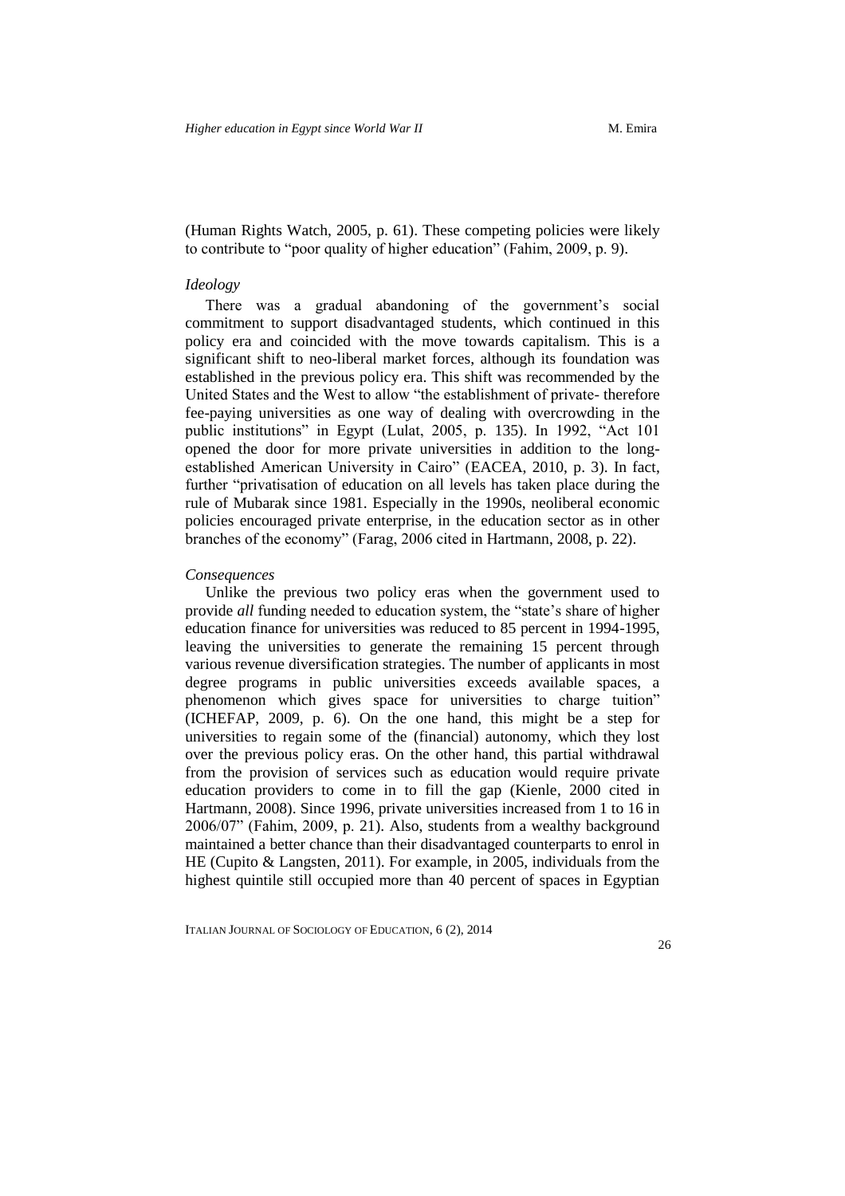(Human Rights Watch, 2005, p. 61). These competing policies were likely to contribute to "poor quality of higher education" (Fahim, 2009, p. 9).

*Ideology*

There was a gradual abandoning of the government's social commitment to support disadvantaged students, which continued in this policy era and coincided with the move towards capitalism. This is a significant shift to neo-liberal market forces, although its foundation was established in the previous policy era. This shift was recommended by the United States and the West to allow "the establishment of private- therefore fee-paying universities as one way of dealing with overcrowding in the public institutions" in Egypt (Lulat, 2005, p. 135). In 1992, "Act 101 opened the door for more private universities in addition to the long-established American University in Cairo" (EACEA, 2010, p. 3). In fact, further "privatisation of education on all levels has taken place during the rule of Mubarak since 1981. Especially in the 1990s, neoliberal economic policies encouraged private enterprise, in the education sector as in other branches of the economy" (Farag, 2006 cited in Hartmann, 2008, p. 22).

*Consequences*

Unlike the previous two policy eras when the government used to provide *all* funding needed to education system, the "state's share of higher education finance for universities was reduced to 85 percent in 1994-1995, leaving the universities to generate the remaining 15 percent through various revenue diversification strategies. The number of applicants in most degree programs in public universities exceeds available spaces, a phenomenon which gives space for universities to charge tuition" (ICHEFAP, 2009, p. 6). On the one hand, this might be a step for universities to regain some of the (financial) autonomy, which they lost over the previous policy eras. On the other hand, this partial withdrawal from the provision of services such as education would require private education providers to come in to fill the gap (Kienle, 2000 cited in Hartmann, 2008). Since 1996, private universities increased from 1 to 16 in 2006/07" (Fahim, 2009, p. 21). Also, students from a wealthy background maintained a better chance than their disadvantaged counterparts to enrol in HE (Cupito & Langsten, 2011). For example, in 2005, individuals from the highest quintile still occupied more than 40 percent of spaces in Egyptian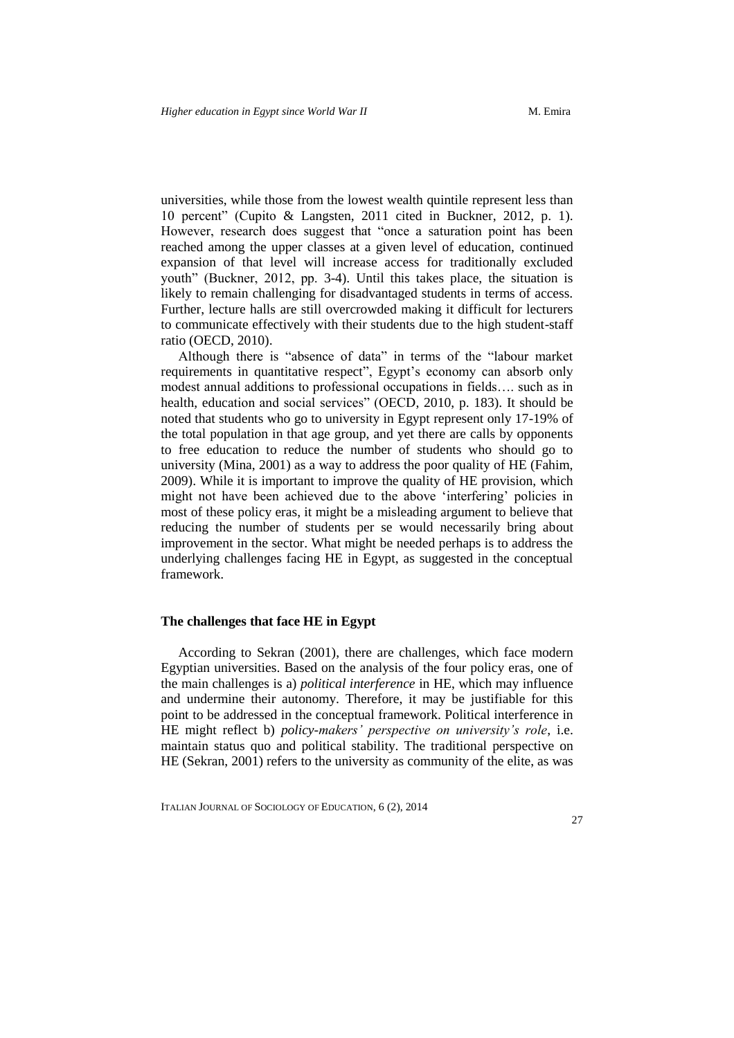universities, while those from the lowest wealth quintile represent less than 10 percent" (Cupito & Langsten, 2011 cited in Buckner, 2012, p. 1). However, research does suggest that "once a saturation point has been reached among the upper classes at a given level of education, continued expansion of that level will increase access for traditionally excluded youth" (Buckner, 2012, pp. 3-4). Until this takes place, the situation is likely to remain challenging for disadvantaged students in terms of access. Further, lecture halls are still overcrowded making it difficult for lecturers to communicate effectively with their students due to the high student-staff ratio (OECD, 2010).

Although there is "absence of data" in terms of the "labour market requirements in quantitative respect", Egypt's economy can absorb only modest annual additions to professional occupations in fields…. such as in health, education and social services" (OECD, 2010, p. 183). It should be noted that students who go to university in Egypt represent only 17-19% of the total population in that age group, and yet there are calls by opponents to free education to reduce the number of students who should go to university (Mina, 2001) as a way to address the poor quality of HE (Fahim, 2009). While it is important to improve the quality of HE provision, which might not have been achieved due to the above 'interfering' policies in most of these policy eras, it might be a misleading argument to believe that reducing the number of students per se would necessarily bring about improvement in the sector. What might be needed perhaps is to address the underlying challenges facing HE in Egypt, as suggested in the conceptual framework.

### The challenges that face HE in Egypt

According to Sekran (2001), there are challenges, which face modern Egyptian universities. Based on the analysis of the four policy eras, one of the main challenges is a) *political interference* in HE, which may influence and undermine their autonomy. Therefore, it may be justifiable for this point to be addressed in the conceptual framework. Political interference in HE might reflect b) *policy-makers' perspective on university's role*, i.e. maintain status quo and political stability. The traditional perspective on HE (Sekran, 2001) refers to the university as community of the elite, as was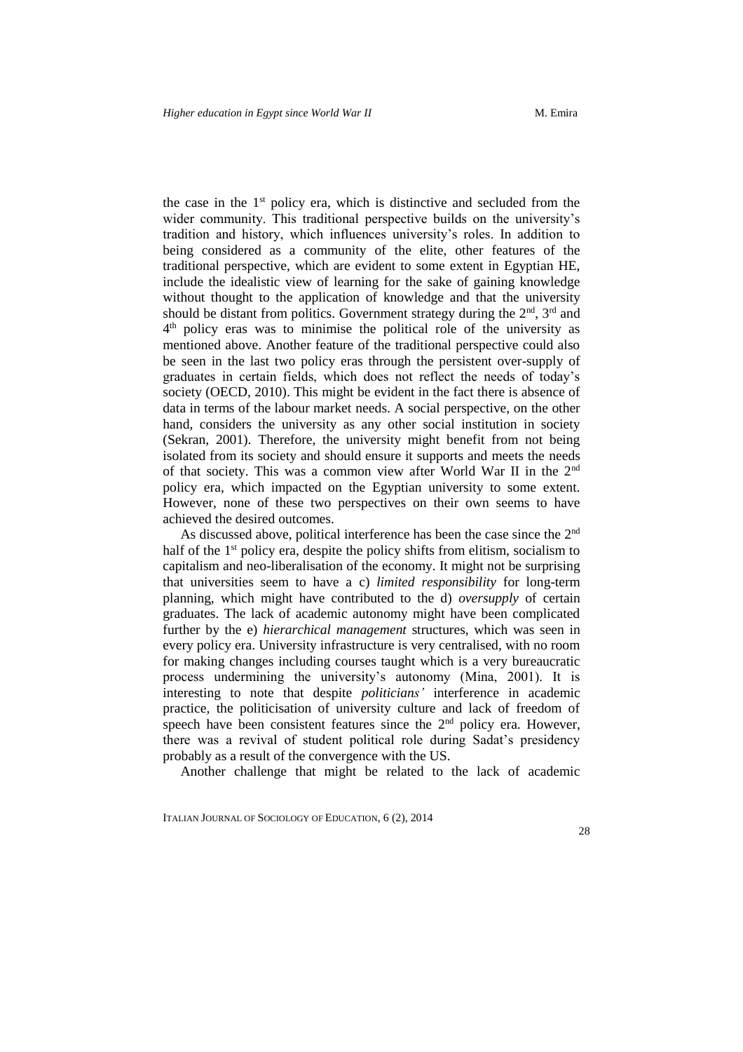the case in the 1st policy era, which is distinctive and secluded from the wider community. This traditional perspective builds on the university's tradition and history, which influences university's roles. In addition to being considered as a community of the elite, other features of the traditional perspective, which are evident to some extent in Egyptian HE, include the idealistic view of learning for the sake of gaining knowledge without thought to the application of knowledge and that the university should be distant from politics. Government strategy during the 2nd, 3rd and 4th policy eras was to minimise the political role of the university as mentioned above. Another feature of the traditional perspective could also be seen in the last two policy eras through the persistent over-supply of graduates in certain fields, which does not reflect the needs of today's society (OECD, 2010). This might be evident in the fact there is absence of data in terms of the labour market needs. A social perspective, on the other hand, considers the university as any other social institution in society (Sekran, 2001). Therefore, the university might benefit from not being isolated from its society and should ensure it supports and meets the needs of that society. This was a common view after World War II in the 2nd policy era, which impacted on the Egyptian university to some extent. However, none of these two perspectives on their own seems to have achieved the desired outcomes.

As discussed above, political interference has been the case since the 2nd half of the 1st policy era, despite the policy shifts from elitism, socialism to capitalism and neo-liberalisation of the economy. It might not be surprising that universities seem to have a c) *limited responsibility* for long-term planning, which might have contributed to the d) *oversupply* of certain graduates. The lack of academic autonomy might have been complicated further by the e) *hierarchical management* structures, which was seen in every policy era. University infrastructure is very centralised, with no room for making changes including courses taught which is a very bureaucratic process undermining the university's autonomy (Mina, 2001). It is interesting to note that despite *politicians'* interference in academic practice, the politicisation of university culture and lack of freedom of speech have been consistent features since the 2nd policy era. However, there was a revival of student political role during Sadat's presidency probably as a result of the convergence with the US.

Another challenge that might be related to the lack of academic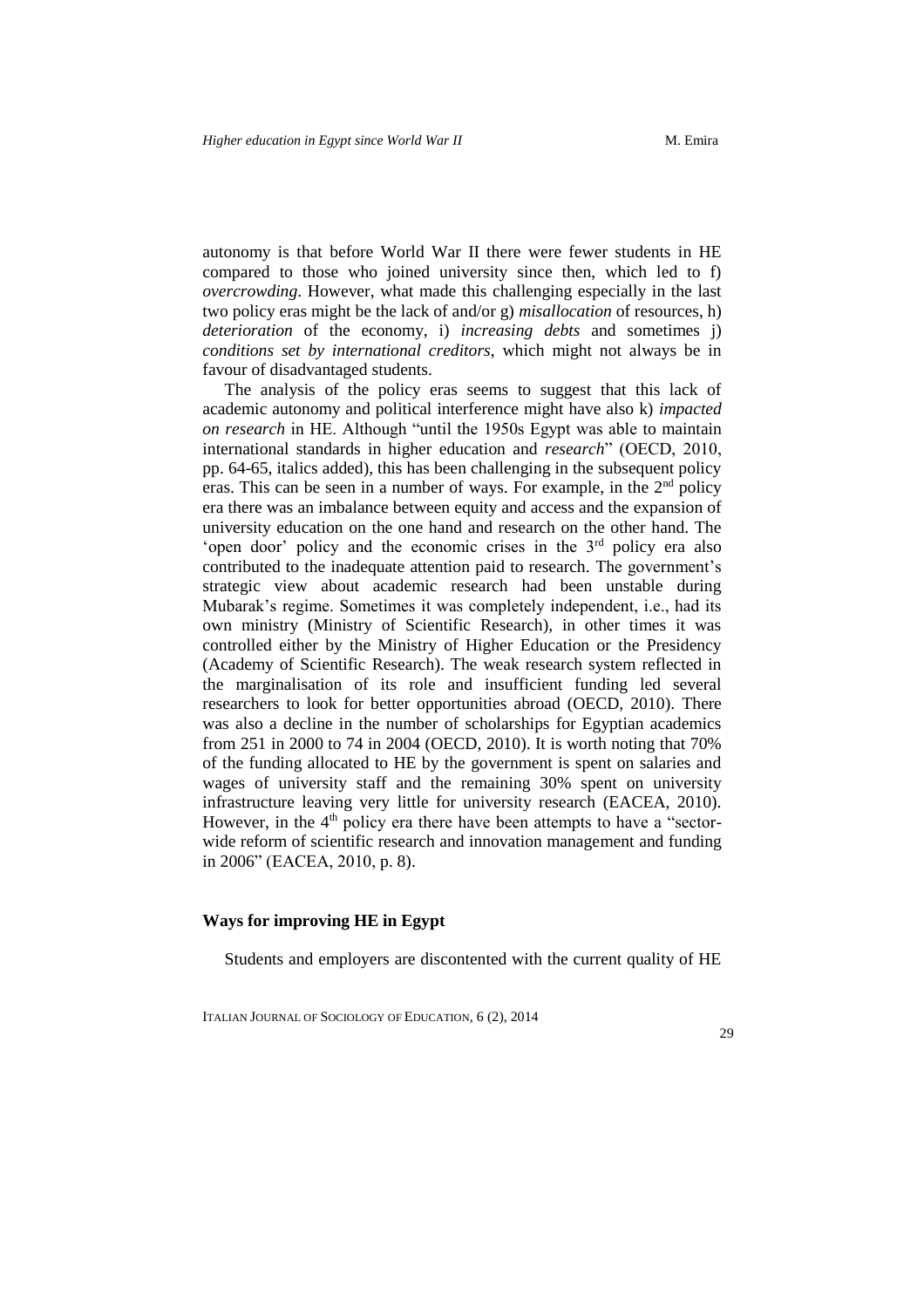autonomy is that before World War II there were fewer students in HE compared to those who joined university since then, which led to f) *overcrowding*. However, what made this challenging especially in the last two policy eras might be the lack of and/or g) *misallocation* of resources, h) *deterioration* of the economy, i) *increasing debts* and sometimes j) *conditions set by international creditors*, which might not always be in favour of disadvantaged students.

The analysis of the policy eras seems to suggest that this lack of academic autonomy and political interference might have also k) *impacted on research* in HE. Although "until the 1950s Egypt was able to maintain international standards in higher education and *research*" (OECD, 2010, pp. 64-65, italics added), this has been challenging in the subsequent policy eras. This can be seen in a number of ways. For example, in the 2nd policy era there was an imbalance between equity and access and the expansion of university education on the one hand and research on the other hand. The 'open door' policy and the economic crises in the 3rd policy era also contributed to the inadequate attention paid to research. The government's strategic view about academic research had been unstable during Mubarak's regime. Sometimes it was completely independent, i.e., had its own ministry (Ministry of Scientific Research), in other times it was controlled either by the Ministry of Higher Education or the Presidency (Academy of Scientific Research). The weak research system reflected in the marginalisation of its role and insufficient funding led several researchers to look for better opportunities abroad (OECD, 2010). There was also a decline in the number of scholarships for Egyptian academics from 251 in 2000 to 74 in 2004 (OECD, 2010). It is worth noting that 70% of the funding allocated to HE by the government is spent on salaries and wages of university staff and the remaining 30% spent on university infrastructure leaving very little for university research (EACEA, 2010). However, in the 4th policy era there have been attempts to have a "sector-wide reform of scientific research and innovation management and funding in 2006" (EACEA, 2010, p. 8).

### Ways for improving HE in Egypt

Students and employers are discontented with the current quality of HE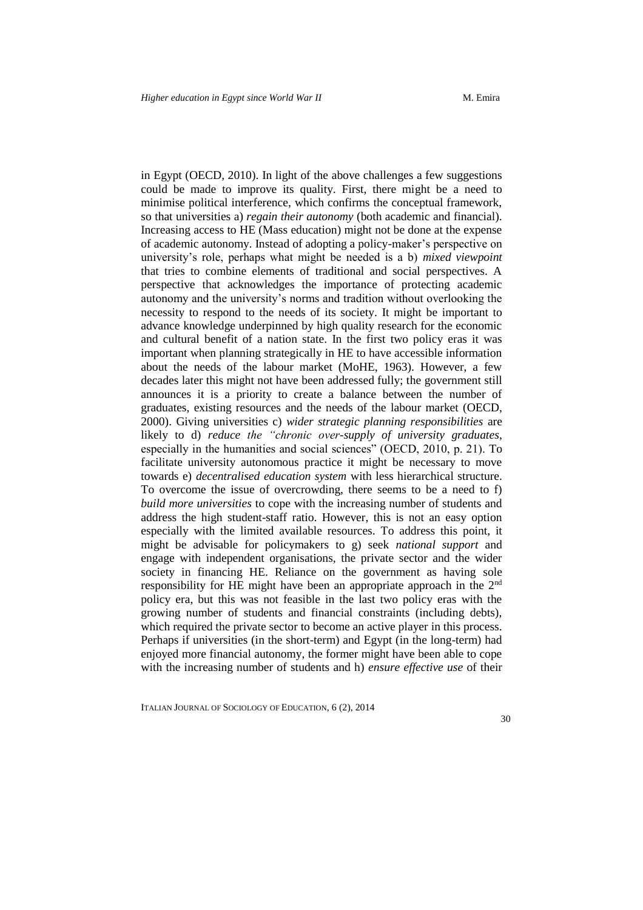in Egypt (OECD, 2010). In light of the above challenges a few suggestions could be made to improve its quality. First, there might be a need to minimise political interference, which confirms the conceptual framework, so that universities a) *regain their autonomy* (both academic and financial). Increasing access to HE (Mass education) might not be done at the expense of academic autonomy. Instead of adopting a policy-maker's perspective on university's role, perhaps what might be needed is a b) *mixed viewpoint* that tries to combine elements of traditional and social perspectives. A perspective that acknowledges the importance of protecting academic autonomy and the university's norms and tradition without overlooking the necessity to respond to the needs of its society. It might be important to advance knowledge underpinned by high quality research for the economic and cultural benefit of a nation state. In the first two policy eras it was important when planning strategically in HE to have accessible information about the needs of the labour market (MoHE, 1963). However, a few decades later this might not have been addressed fully; the government still announces it is a priority to create a balance between the number of graduates, existing resources and the needs of the labour market (OECD, 2000). Giving universities c) *wider strategic planning responsibilities* are likely to d) *reduce the "chronic over-supply of university graduates,* especially in the humanities and social sciences" (OECD, 2010, p. 21). To facilitate university autonomous practice it might be necessary to move towards e) *decentralised education system* with less hierarchical structure. To overcome the issue of overcrowding, there seems to be a need to f) *build more universities* to cope with the increasing number of students and address the high student-staff ratio. However, this is not an easy option especially with the limited available resources. To address this point, it might be advisable for policymakers to g) seek *national support* and engage with independent organisations, the private sector and the wider society in financing HE. Reliance on the government as having sole responsibility for HE might have been an appropriate approach in the 2nd policy era, but this was not feasible in the last two policy eras with the growing number of students and financial constraints (including debts), which required the private sector to become an active player in this process. Perhaps if universities (in the short-term) and Egypt (in the long-term) had enjoyed more financial autonomy, the former might have been able to cope with the increasing number of students and h) *ensure effective use* of their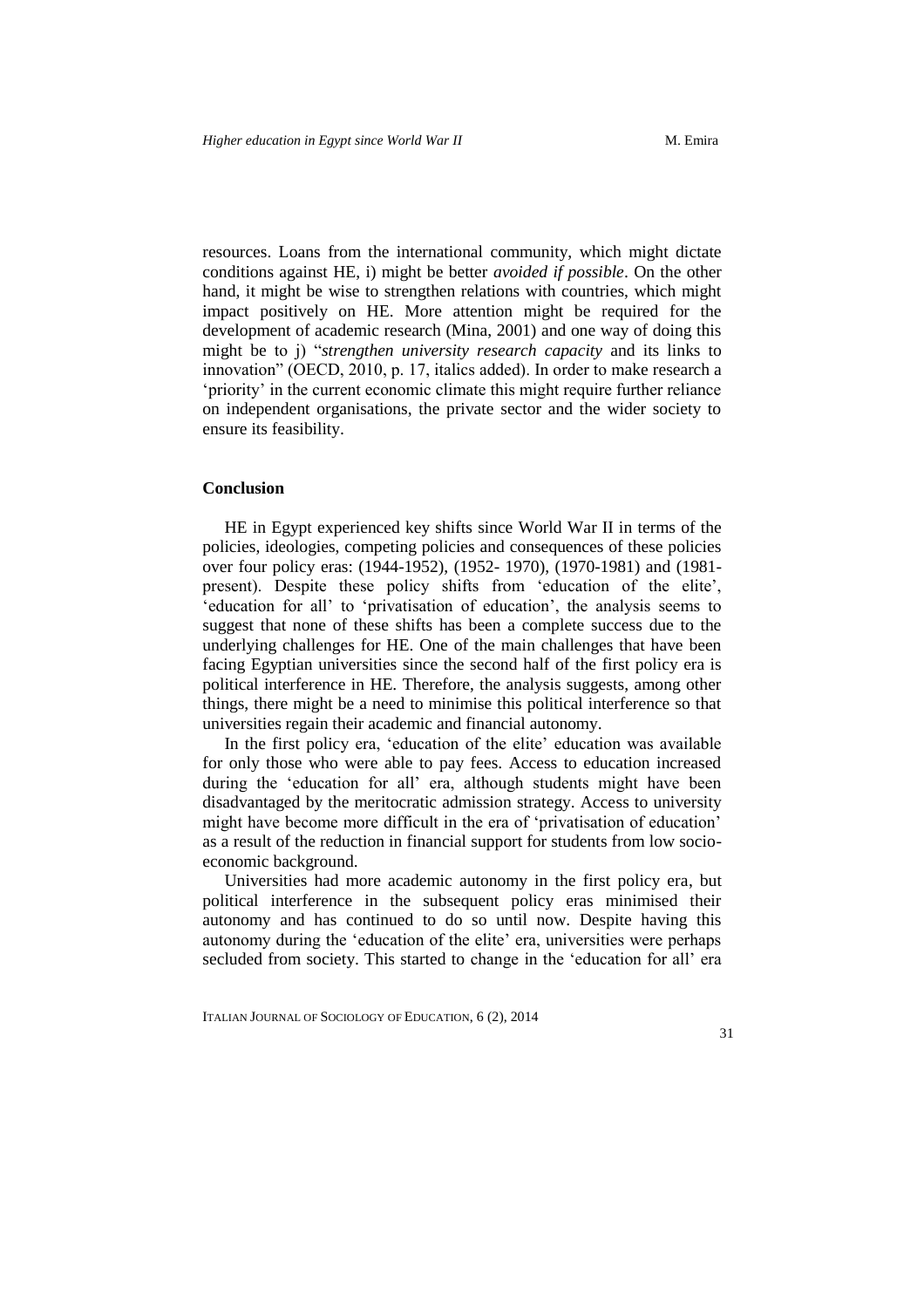resources. Loans from the international community, which might dictate conditions against HE, i) might be better *avoided if possible*. On the other hand, it might be wise to strengthen relations with countries, which might impact positively on HE. More attention might be required for the development of academic research (Mina, 2001) and one way of doing this might be to j) "*strengthen university research capacity* and its links to innovation" (OECD, 2010, p. 17, italics added). In order to make research a 'priority' in the current economic climate this might require further reliance on independent organisations, the private sector and the wider society to ensure its feasibility.

## Conclusion

HE in Egypt experienced key shifts since World War II in terms of the policies, ideologies, competing policies and consequences of these policies over four policy eras: (1944-1952), (1952- 1970), (1970-1981) and (1981-present). Despite these policy shifts from 'education of the elite', 'education for all' to 'privatisation of education', the analysis seems to suggest that none of these shifts has been a complete success due to the underlying challenges for HE. One of the main challenges that have been facing Egyptian universities since the second half of the first policy era is political interference in HE. Therefore, the analysis suggests, among other things, there might be a need to minimise this political interference so that universities regain their academic and financial autonomy.

In the first policy era, 'education of the elite' education was available for only those who were able to pay fees. Access to education increased during the 'education for all' era, although students might have been disadvantaged by the meritocratic admission strategy. Access to university might have become more difficult in the era of 'privatisation of education' as a result of the reduction in financial support for students from low socio-economic background.

Universities had more academic autonomy in the first policy era, but political interference in the subsequent policy eras minimised their autonomy and has continued to do so until now. Despite having this autonomy during the 'education of the elite' era, universities were perhaps secluded from society. This started to change in the 'education for all' era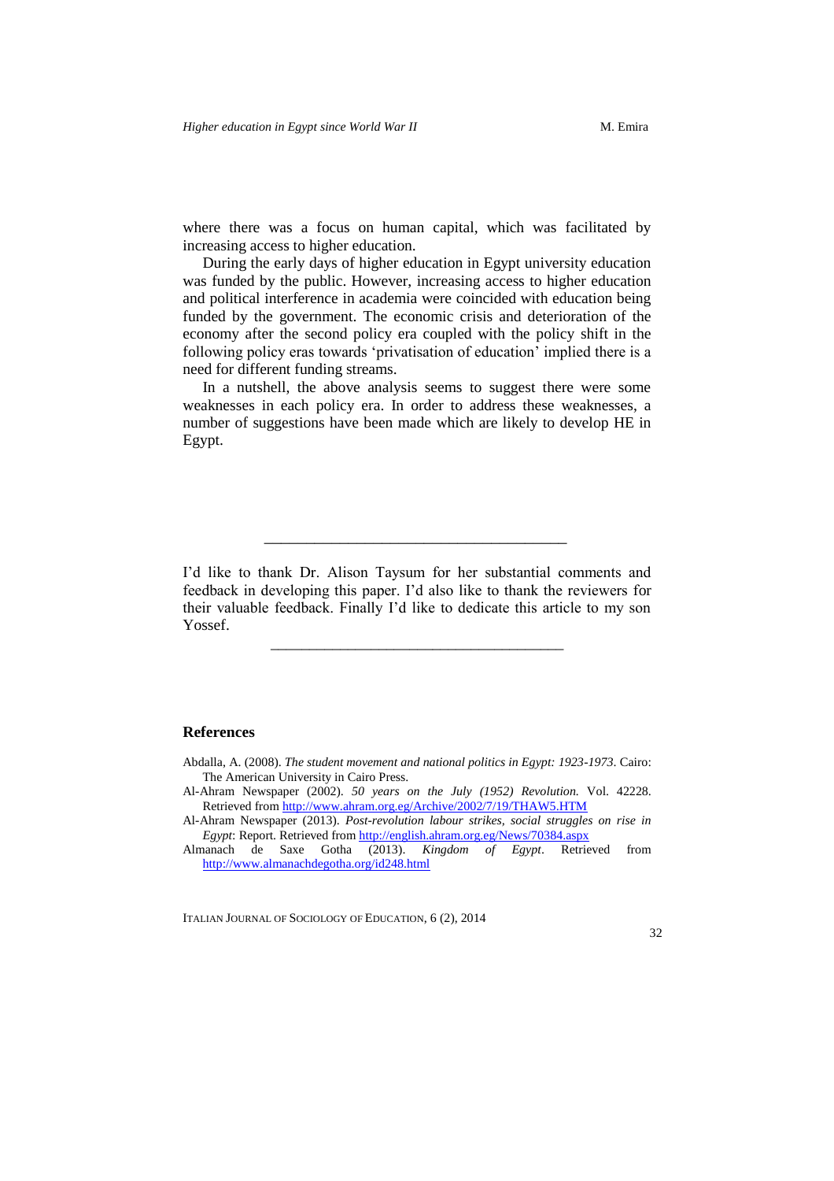where there was a focus on human capital, which was facilitated by increasing access to higher education.

During the early days of higher education in Egypt university education was funded by the public. However, increasing access to higher education and political interference in academia were coincided with education being funded by the government. The economic crisis and deterioration of the economy after the second policy era coupled with the policy shift in the following policy eras towards 'privatisation of education' implied there is a need for different funding streams.

In a nutshell, the above analysis seems to suggest there were some weaknesses in each policy era. In order to address these weaknesses, a number of suggestions have been made which are likely to develop HE in Egypt.

---

I'd like to thank Dr. Alison Taysum for her substantial comments and feedback in developing this paper. I'd also like to thank the reviewers for their valuable feedback. Finally I'd like to dedicate this article to my son Yossef.

---

## References

Abdalla, A. (2008). *The student movement and national politics in Egypt: 1923-1973*. Cairo: The American University in Cairo Press.

Al-Ahram Newspaper (2002). *50 years on the July (1952) Revolution.* Vol. 42228. Retrieved from http://www.ahram.org.eg/Archive/2002/7/19/THAW5.HTM

Al-Ahram Newspaper (2013). *Post-revolution labour strikes, social struggles on rise in Egypt*: Report. Retrieved from http://english.ahram.org.eg/News/70384.aspx

Almanach de Saxe Gotha (2013). *Kingdom of Egypt*. Retrieved from http://www.almanachdegotha.org/id248.html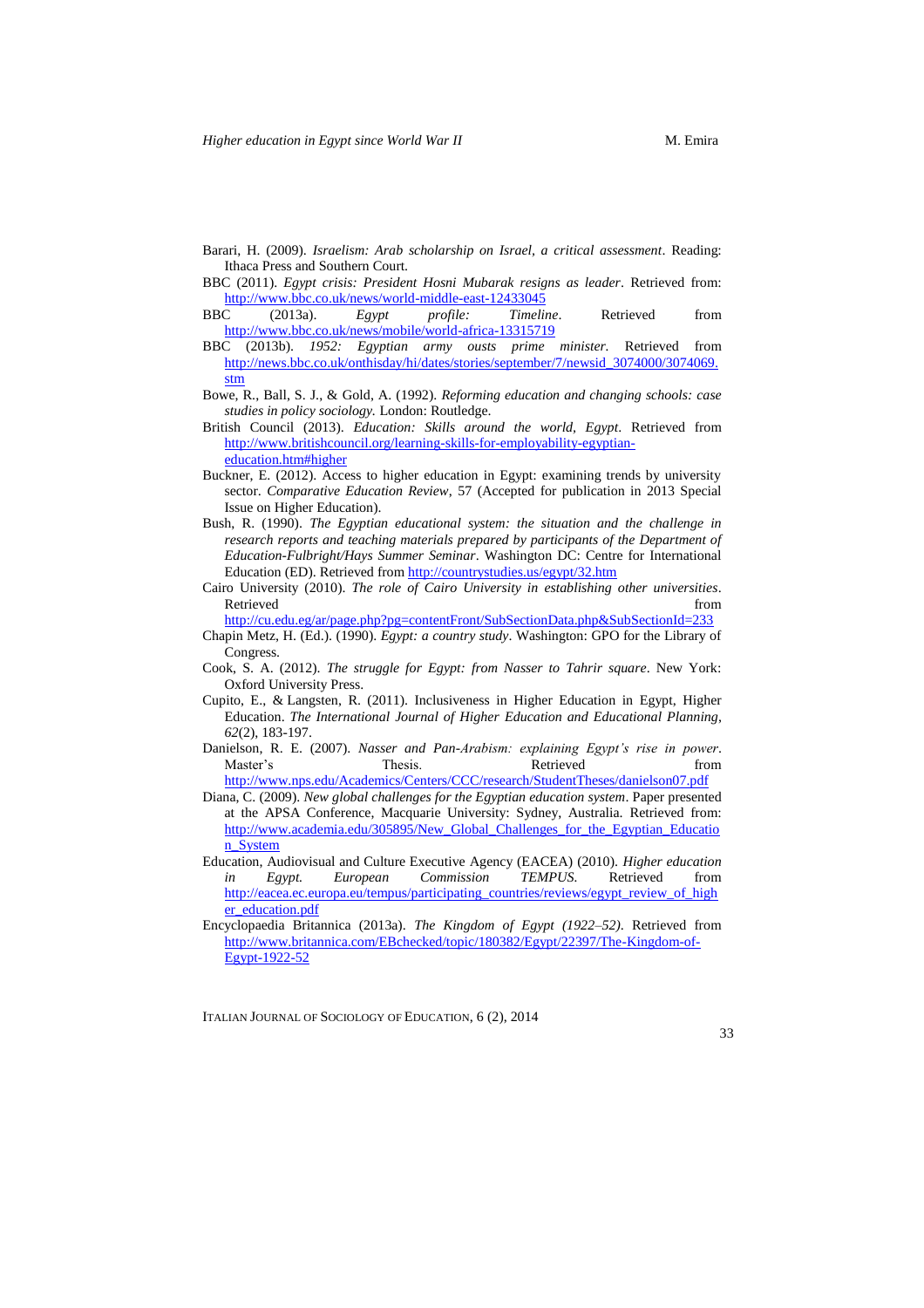Barari, H. (2009). *Israelism: Arab scholarship on Israel, a critical assessment*. Reading: Ithaca Press and Southern Court.

BBC (2011). *Egypt crisis: President Hosni Mubarak resigns as leader*. Retrieved from: http://www.bbc.co.uk/news/world-middle-east-12433045

BBC (2013a). *Egypt profile: Timeline*. Retrieved from http://www.bbc.co.uk/news/mobile/world-africa-13315719

BBC (2013b). *1952: Egyptian army ousts prime minister*. Retrieved from http://news.bbc.co.uk/onthisday/hi/dates/stories/september/7/newsid_3074000/3074069.stm

Bowe, R., Ball, S. J., & Gold, A. (1992). *Reforming education and changing schools: case studies in policy sociology.* London: Routledge.

British Council (2013). *Education: Skills around the world, Egypt*. Retrieved from http://www.britishcouncil.org/learning-skills-for-employability-egyptian-education.htm#higher

Buckner, E. (2012). Access to higher education in Egypt: examining trends by university sector. *Comparative Education Review*, 57 (Accepted for publication in 2013 Special Issue on Higher Education).

Bush, R. (1990). *The Egyptian educational system: the situation and the challenge in research reports and teaching materials prepared by participants of the Department of Education-Fulbright/Hays Summer Seminar*. Washington DC: Centre for International Education (ED). Retrieved from http://countrystudies.us/egypt/32.htm

Cairo University (2010). *The role of Cairo University in establishing other universities*. Retrieved from http://cu.edu.eg/ar/page.php?pg=contentFront/SubSectionData.php&SubSectionId=233

Chapin Metz, H. (Ed.). (1990). *Egypt: a country study*. Washington: GPO for the Library of Congress.

Cook, S. A. (2012). *The struggle for Egypt: from Nasser to Tahrir square*. New York: Oxford University Press.

Cupito, E., & Langsten, R. (2011). Inclusiveness in Higher Education in Egypt, Higher Education. *The International Journal of Higher Education and Educational Planning*, *62*(2), 183-197.

Danielson, R. E. (2007). *Nasser and Pan-Arabism: explaining Egypt's rise in power*. Master's Thesis. Retrieved from http://www.nps.edu/Academics/Centers/CCC/research/StudentTheses/danielson07.pdf

Diana, C. (2009). *New global challenges for the Egyptian education system*. Paper presented at the APSA Conference, Macquarie University: Sydney, Australia. Retrieved from: http://www.academia.edu/305895/New_Global_Challenges_for_the_Egyptian_Education_System

Education, Audiovisual and Culture Executive Agency (EACEA) (2010). *Higher education in Egypt. European Commission TEMPUS.* Retrieved from http://eacea.ec.europa.eu/tempus/participating_countries/reviews/egypt_review_of_higher_education.pdf

Encyclopaedia Britannica (2013a). *The Kingdom of Egypt (1922–52)*. Retrieved from http://www.britannica.com/EBchecked/topic/180382/Egypt/22397/The-Kingdom-of-Egypt-1922-52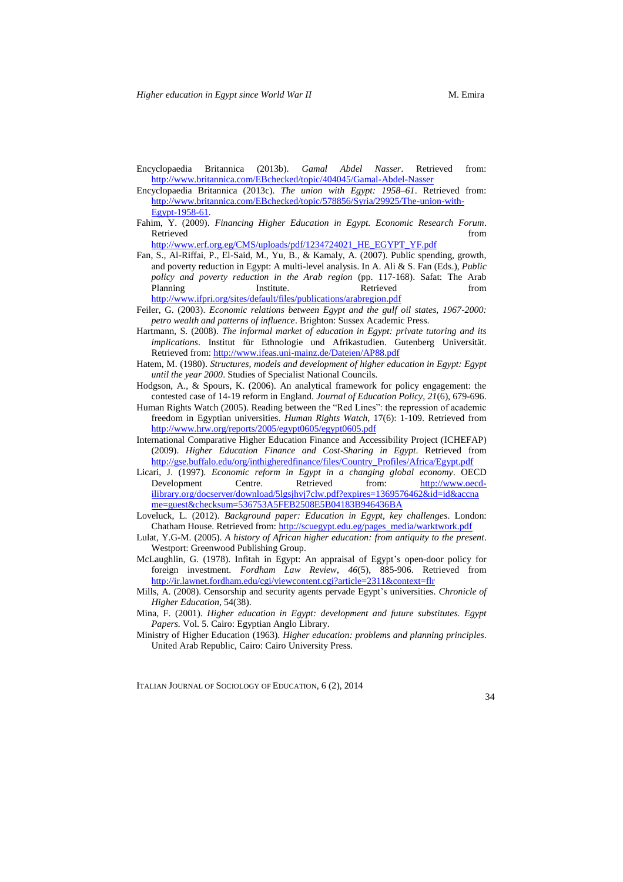Encyclopaedia Britannica (2013b). *Gamal Abdel Nasser*. Retrieved from: http://www.britannica.com/EBchecked/topic/404045/Gamal-Abdel-Nasser

Encyclopaedia Britannica (2013c). *The union with Egypt: 1958–61*. Retrieved from: http://www.britannica.com/EBchecked/topic/578856/Syria/29925/The-union-with-Egypt-1958-61.

Fahim, Y. (2009). *Financing Higher Education in Egypt. Economic Research Forum*. Retrieved from http://www.erf.org.eg/CMS/uploads/pdf/1234724021_HE_EGYPT_YF.pdf

Fan, S., Al-Riffai, P., El-Said, M., Yu, B., & Kamaly, A. (2007). Public spending, growth, and poverty reduction in Egypt: A multi-level analysis. In A. Ali & S. Fan (Eds.), *Public policy and poverty reduction in the Arab region* (pp. 117-168). Safat: The Arab Planning Institute. Retrieved from http://www.ifpri.org/sites/default/files/publications/arabregion.pdf

Feiler, G. (2003). *Economic relations between Egypt and the gulf oil states, 1967-2000: petro wealth and patterns of influence*. Brighton: Sussex Academic Press.

Hartmann, S. (2008). *The informal market of education in Egypt: private tutoring and its implications*. Institut für Ethnologie und Afrikastudien. Gutenberg Universität. Retrieved from: http://www.ifeas.uni-mainz.de/Dateien/AP88.pdf

Hatem, M. (1980). *Structures, models and development of higher education in Egypt: Egypt until the year 2000*. Studies of Specialist National Councils.

Hodgson, A., & Spours, K. (2006). An analytical framework for policy engagement: the contested case of 14-19 reform in England. *Journal of Education Policy*, *21*(6), 679-696.

Human Rights Watch (2005). Reading between the "Red Lines": the repression of academic freedom in Egyptian universities. *Human Rights Watch*, 17(6): 1-109. Retrieved from http://www.hrw.org/reports/2005/egypt0605/egypt0605.pdf

International Comparative Higher Education Finance and Accessibility Project (ICHEFAP) (2009). *Higher Education Finance and Cost-Sharing in Egypt*. Retrieved from http://gse.buffalo.edu/org/inthigheredfinance/files/Country_Profiles/Africa/Egypt.pdf

Licari, J. (1997). *Economic reform in Egypt in a changing global economy*. OECD Development Centre. Retrieved from: http://www.oecd-ilibrary.org/docserver/download/5lgsjhvj7clw.pdf?expires=1369576462&id=id&accname=guest&checksum=536753A5FEB2508E5B04183B946436BA

Loveluck, L. (2012). *Background paper: Education in Egypt, key challenges*. London: Chatham House. Retrieved from: http://scuegypt.edu.eg/pages_media/warktwork.pdf

Lulat, Y.G-M. (2005). *A history of African higher education: from antiquity to the present*. Westport: Greenwood Publishing Group.

McLaughlin, G. (1978). Infitah in Egypt: An appraisal of Egypt's open-door policy for foreign investment. *Fordham Law Review*, *46*(5), 885-906. Retrieved from http://ir.lawnet.fordham.edu/cgi/viewcontent.cgi?article=2311&context=flr

Mills, A. (2008). Censorship and security agents pervade Egypt's universities. *Chronicle of Higher Education*, 54(38).

Mina, F. (2001). *Higher education in Egypt: development and future substitutes. Egypt Papers.* Vol. 5. Cairo: Egyptian Anglo Library.

Ministry of Higher Education (1963). *Higher education: problems and planning principles*. United Arab Republic, Cairo: Cairo University Press.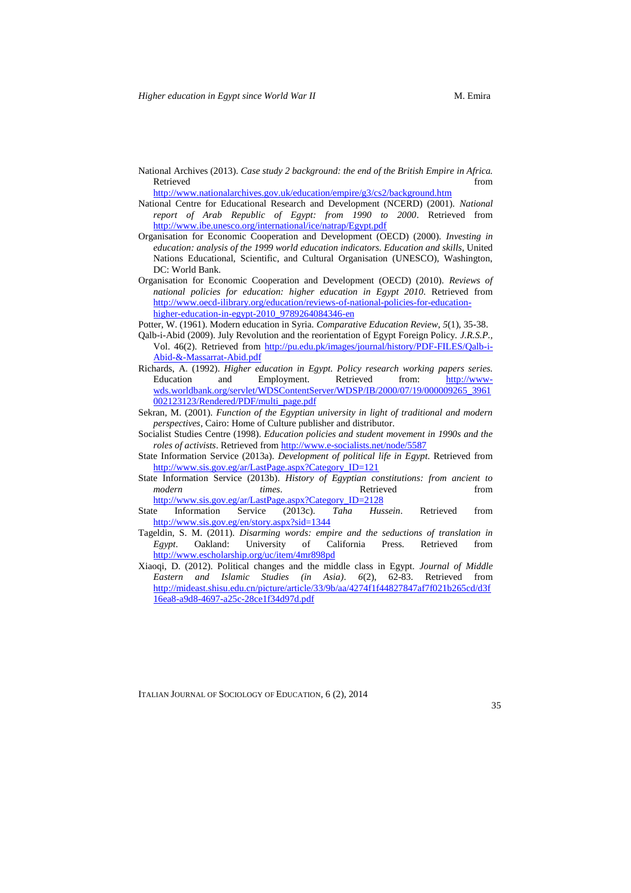National Archives (2013). *Case study 2 background: the end of the British Empire in Africa.* Retrieved from http://www.nationalarchives.gov.uk/education/empire/g3/cs2/background.htm

National Centre for Educational Research and Development (NCERD) (2001). *National report of Arab Republic of Egypt: from 1990 to 2000*. Retrieved from http://www.ibe.unesco.org/international/ice/natrap/Egypt.pdf

Organisation for Economic Cooperation and Development (OECD) (2000). *Investing in education: analysis of the 1999 world education indicators. Education and skills*, United Nations Educational, Scientific, and Cultural Organisation (UNESCO), Washington, DC: World Bank.

Organisation for Economic Cooperation and Development (OECD) (2010). *Reviews of national policies for education: higher education in Egypt 2010*. Retrieved from http://www.oecd-ilibrary.org/education/reviews-of-national-policies-for-education-higher-education-in-egypt-2010_9789264084346-en

Potter, W. (1961). Modern education in Syria. *Comparative Education Review*, *5*(1), 35-38.

Qalb-i-Abid (2009). July Revolution and the reorientation of Egypt Foreign Policy. *J.R.S.P.*, Vol. 46(2). Retrieved from http://pu.edu.pk/images/journal/history/PDF-FILES/Qalb-i-Abid-&-Massarrat-Abid.pdf

Richards, A. (1992). *Higher education in Egypt. Policy research working papers series.* Education and Employment. Retrieved from: http://www-wds.worldbank.org/servlet/WDSContentServer/WDSP/IB/2000/07/19/000009265_3961002123123/Rendered/PDF/multi_page.pdf

Sekran, M. (2001). *Function of the Egyptian university in light of traditional and modern perspectives*, Cairo: Home of Culture publisher and distributor.

Socialist Studies Centre (1998). *Education policies and student movement in 1990s and the roles of activists*. Retrieved from http://www.e-socialists.net/node/5587

State Information Service (2013a). *Development of political life in Egypt*. Retrieved from http://www.sis.gov.eg/ar/LastPage.aspx?Category_ID=121

State Information Service (2013b). *History of Egyptian constitutions: from ancient to modern times*. Retrieved from http://www.sis.gov.eg/ar/LastPage.aspx?Category_ID=2128

State Information Service (2013c). *Taha Hussein*. Retrieved from http://www.sis.gov.eg/en/story.aspx?sid=1344

Tageldin, S. M. (2011). *Disarming words: empire and the seductions of translation in Egypt*. Oakland: University of California Press. Retrieved from http://www.escholarship.org/uc/item/4mr898pd

Xiaoqi, D. (2012). Political changes and the middle class in Egypt. *Journal of Middle Eastern and Islamic Studies (in Asia)*. *6*(2), 62-83. Retrieved from http://mideast.shisu.edu.cn/picture/article/33/9b/aa/4274f1f44827847af7f021b265cd/d3f16ea8-a9d8-4697-a25c-28ce1f34d97d.pdf